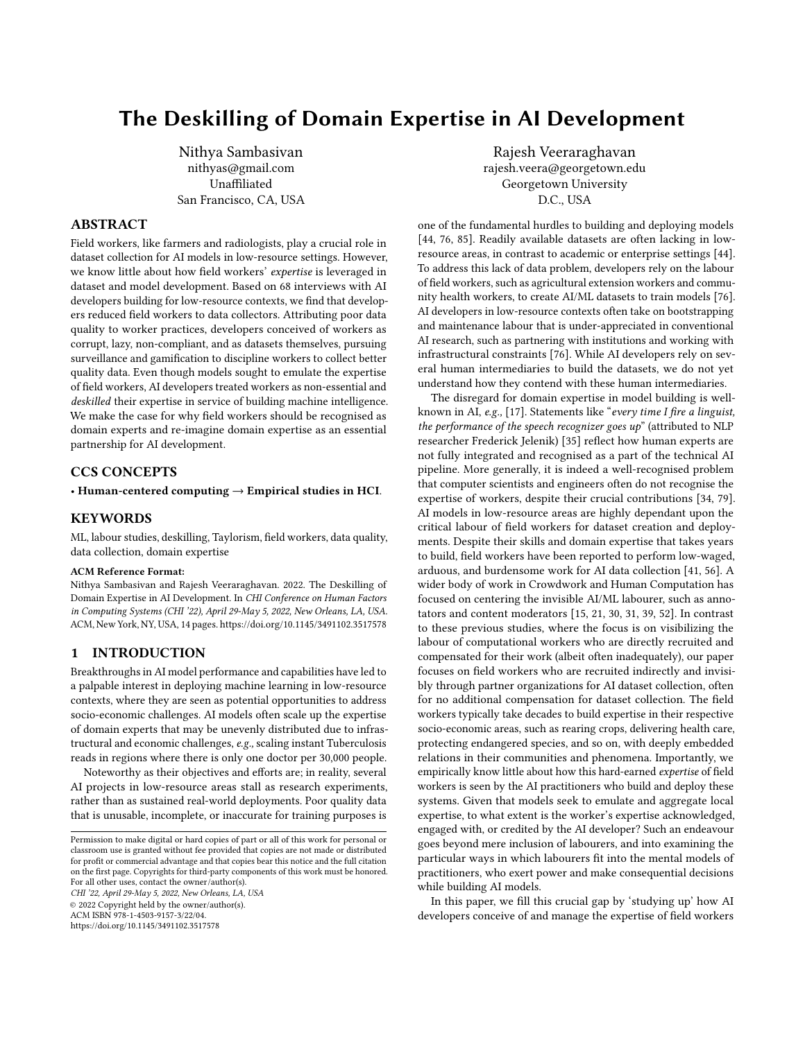# The Deskilling of Domain Expertise in AI Development

Nithya Sambasivan
nithyas@gmail.com
Unaffiliated
San Francisco, CA, USA

Rajesh Veeraraghavan
rajesh.veera@georgetown.edu
Georgetown University
D.C., USA

## ABSTRACT

Field workers, like farmers and radiologists, play a crucial role in dataset collection for AI models in low-resource settings. However, we know little about how field workers' *expertise* is leveraged in dataset and model development. Based on 68 interviews with AI developers building for low-resource contexts, we find that developers reduced field workers to data collectors. Attributing poor data quality to worker practices, developers conceived of workers as corrupt, lazy, non-compliant, and as datasets themselves, pursuing surveillance and gamification to discipline workers to collect better quality data. Even though models sought to emulate the expertise of field workers, AI developers treated workers as non-essential and *deskilled* their expertise in service of building machine intelligence. We make the case for why field workers should be recognised as domain experts and re-imagine domain expertise as an essential partnership for AI development.

## CCS CONCEPTS

• **Human-centered computing → Empirical studies in HCI**.

## KEYWORDS

ML, labour studies, deskilling, Taylorism, field workers, data quality, data collection, domain expertise

**ACM Reference Format:**

Nithya Sambasivan and Rajesh Veeraraghavan. 2022. The Deskilling of Domain Expertise in AI Development. In *CHI Conference on Human Factors in Computing Systems (CHI '22), April 29-May 5, 2022, New Orleans, LA, USA.* ACM, New York, NY, USA, 14 pages. https://doi.org/10.1145/3491102.3517578

## 1 INTRODUCTION

Breakthroughs in AI model performance and capabilities have led to a palpable interest in deploying machine learning in low-resource contexts, where they are seen as potential opportunities to address socio-economic challenges. AI models often scale up the expertise of domain experts that may be unevenly distributed due to infrastructural and economic challenges, *e.g.*, scaling instant Tuberculosis reads in regions where there is only one doctor per 30,000 people.

Noteworthy as their objectives and efforts are; in reality, several AI projects in low-resource areas stall as research experiments, rather than as sustained real-world deployments. Poor quality data that is unusable, incomplete, or inaccurate for training purposes is one of the fundamental hurdles to building and deploying models [44, 76, 85]. Readily available datasets are often lacking in low-resource areas, in contrast to academic or enterprise settings [44]. To address this lack of data problem, developers rely on the labour of field workers, such as agricultural extension workers and community health workers, to create AI/ML datasets to train models [76]. AI developers in low-resource contexts often take on bootstrapping and maintenance labour that is under-appreciated in conventional AI research, such as partnering with institutions and working with infrastructural constraints [76]. While AI developers rely on several human intermediaries to build the datasets, we do not yet understand how they contend with these human intermediaries.

The disregard for domain expertise in model building is well-known in AI, *e.g.*, [17]. Statements like "*every time I fire a linguist, the performance of the speech recognizer goes up*" (attributed to NLP researcher Frederick Jelenik) [35] reflect how human experts are not fully integrated and recognised as a part of the technical AI pipeline. More generally, it is indeed a well-recognised problem that computer scientists and engineers often do not recognise the expertise of workers, despite their crucial contributions [34, 79]. AI models in low-resource areas are highly dependant upon the critical labour of field workers for dataset creation and deployments. Despite their skills and domain expertise that takes years to build, field workers have been reported to perform low-waged, arduous, and burdensome work for AI data collection [41, 56]. A wider body of work in Crowdwork and Human Computation has focused on centering the invisible AI/ML labourer, such as annotators and content moderators [15, 21, 30, 31, 39, 52]. In contrast to these previous studies, where the focus is on visibilizing the labour of computational workers who are directly recruited and compensated for their work (albeit often inadequately), our paper focuses on field workers who are recruited indirectly and invisibly through partner organizations for AI dataset collection, often for no additional compensation for dataset collection. The field workers typically take decades to build expertise in their respective socio-economic areas, such as rearing crops, delivering health care, protecting endangered species, and so on, with deeply embedded relations in their communities and phenomena. Importantly, we empirically know little about how this hard-earned *expertise* of field workers is seen by the AI practitioners who build and deploy these systems. Given that models seek to emulate and aggregate local expertise, to what extent is the worker's expertise acknowledged, engaged with, or credited by the AI developer? Such an endeavour goes beyond mere inclusion of labourers, and into examining the particular ways in which labourers fit into the mental models of practitioners, who exert power and make consequential decisions while building AI models.

In this paper, we fill this crucial gap by 'studying up' how AI developers conceive of and manage the expertise of field workers

Permission to make digital or hard copies of part or all of this work for personal or classroom use is granted without fee provided that copies are not made or distributed for profit or commercial advantage and that copies bear this notice and the full citation on the first page. Copyrights for third-party components of this work must be honored. For all other uses, contact the owner/author(s).
*CHI '22, April 29-May 5, 2022, New Orleans, LA, USA*
© 2022 Copyright held by the owner/author(s).
ACM ISBN 978-1-4503-9157-3/22/04.
https://doi.org/10.1145/3491102.3517578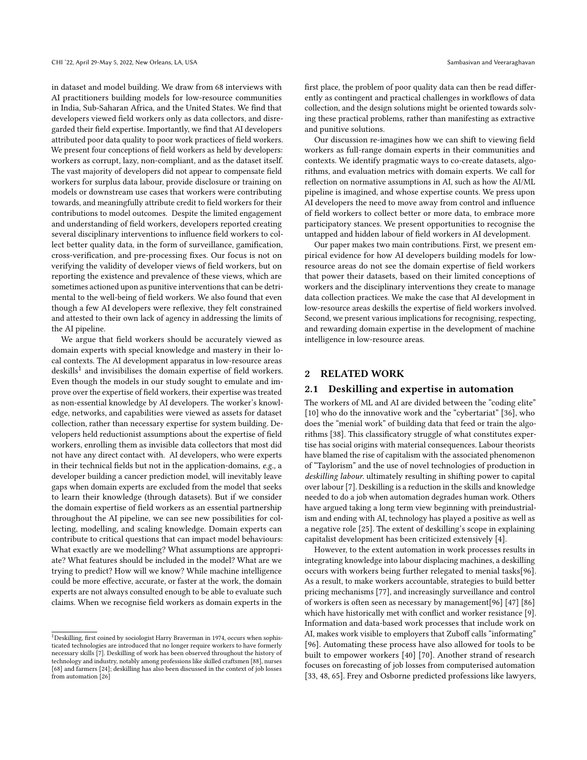in dataset and model building. We draw from 68 interviews with AI practitioners building models for low-resource communities in India, Sub-Saharan Africa, and the United States. We find that developers viewed field workers only as data collectors, and disregarded their field expertise. Importantly, we find that AI developers attributed poor data quality to poor work practices of field workers. We present four conceptions of field workers as held by developers: workers as corrupt, lazy, non-compliant, and as the dataset itself. The vast majority of developers did not appear to compensate field workers for surplus data labour, provide disclosure or training on models or downstream use cases that workers were contributing towards, and meaningfully attribute credit to field workers for their contributions to model outcomes. Despite the limited engagement and understanding of field workers, developers reported creating several disciplinary interventions to influence field workers to collect better quality data, in the form of surveillance, gamification, cross-verification, and pre-processing fixes. Our focus is not on verifying the validity of developer views of field workers, but on reporting the existence and prevalence of these views, which are sometimes actioned upon as punitive interventions that can be detrimental to the well-being of field workers. We also found that even though a few AI developers were reflexive, they felt constrained and attested to their own lack of agency in addressing the limits of the AI pipeline.

We argue that field workers should be accurately viewed as domain experts with special knowledge and mastery in their local contexts. The AI development apparatus in low-resource areas deskills[1] and invisibilises the domain expertise of field workers. Even though the models in our study sought to emulate and improve over the expertise of field workers, their expertise was treated as non-essential knowledge by AI developers. The worker's knowledge, networks, and capabilities were viewed as assets for dataset collection, rather than necessary expertise for system building. Developers held reductionist assumptions about the expertise of field workers, enrolling them as invisible data collectors that most did not have any direct contact with. AI developers, who were experts in their technical fields but not in the application-domains, *e.g.*, a developer building a cancer prediction model, will inevitably leave gaps when domain experts are excluded from the model that seeks to learn their knowledge (through datasets). But if we consider the domain expertise of field workers as an essential partnership throughout the AI pipeline, we can see new possibilities for collecting, modelling, and scaling knowledge. Domain experts can contribute to critical questions that can impact model behaviours: What exactly are we modelling? What assumptions are appropriate? What features should be included in the model? What are we trying to predict? How will we know? While machine intelligence could be more effective, accurate, or faster at the work, the domain experts are not always consulted enough to be able to evaluate such claims. When we recognise field workers as domain experts in the first place, the problem of poor quality data can then be read differently as contingent and practical challenges in workflows of data collection, and the design solutions might be oriented towards solving these practical problems, rather than manifesting as extractive and punitive solutions.

Our discussion re-imagines how we can shift to viewing field workers as full-range domain experts in their communities and contexts. We identify pragmatic ways to co-create datasets, algorithms, and evaluation metrics with domain experts. We call for reflection on normative assumptions in AI, such as how the AI/ML pipeline is imagined, and whose expertise counts. We press upon AI developers the need to move away from control and influence of field workers to collect better or more data, to embrace more participatory stances. We present opportunities to recognise the untapped and hidden labour of field workers in AI development.

Our paper makes two main contributions. First, we present empirical evidence for how AI developers building models for low-resource areas do not see the domain expertise of field workers that power their datasets, based on their limited conceptions of workers and the disciplinary interventions they create to manage data collection practices. We make the case that AI development in low-resource areas deskills the expertise of field workers involved. Second, we present various implications for recognising, respecting, and rewarding domain expertise in the development of machine intelligence in low-resource areas.

## 2 RELATED WORK

### 2.1 Deskilling and expertise in automation

The workers of ML and AI are divided between the "coding elite" [10] who do the innovative work and the "cybertariat" [36], who does the "menial work" of building data that feed or train the algorithms [38]. This classificatory struggle of what constitutes expertise has social origins with material consequences. Labour theorists have blamed the rise of capitalism with the associated phenomenon of "Taylorism" and the use of novel technologies of production in *deskilling labour*. ultimately resulting in shifting power to capital over labour [7]. Deskilling is a reduction in the skills and knowledge needed to do a job when automation degrades human work. Others have argued taking a long term view beginning with preindustrialism and ending with AI, technology has played a positive as well as a negative role [25]. The extent of deskilling's scope in explaining capitalist development has been criticized extensively [4].

However, to the extent automation in work processes results in integrating knowledge into labour displacing machines, a deskilling occurs with workers being further relegated to menial tasks[96]. As a result, to make workers accountable, strategies to build better pricing mechanisms [77], and increasingly surveillance and control of workers is often seen as necessary by management[96] [47] [86] which have historically met with conflict and worker resistance [9]. Information and data-based work processes that include work on AI, makes work visible to employers that Zuboff calls "informating" [96]. Automating these process have also allowed for tools to be built to empower workers [40] [70]. Another strand of research focuses on forecasting of job losses from computerised automation [33, 48, 65]. Frey and Osborne predicted professions like lawyers,

[1] Deskilling, first coined by sociologist Harry Braverman in 1974, occurs when sophisticated technologies are introduced that no longer require workers to have formerly necessary skills [7]. Deskilling of work has been observed throughout the history of technology and industry, notably among professions like skilled craftsmen [88], nurses [68] and farmers [24]; deskilling has also been discussed in the context of job losses from automation [26]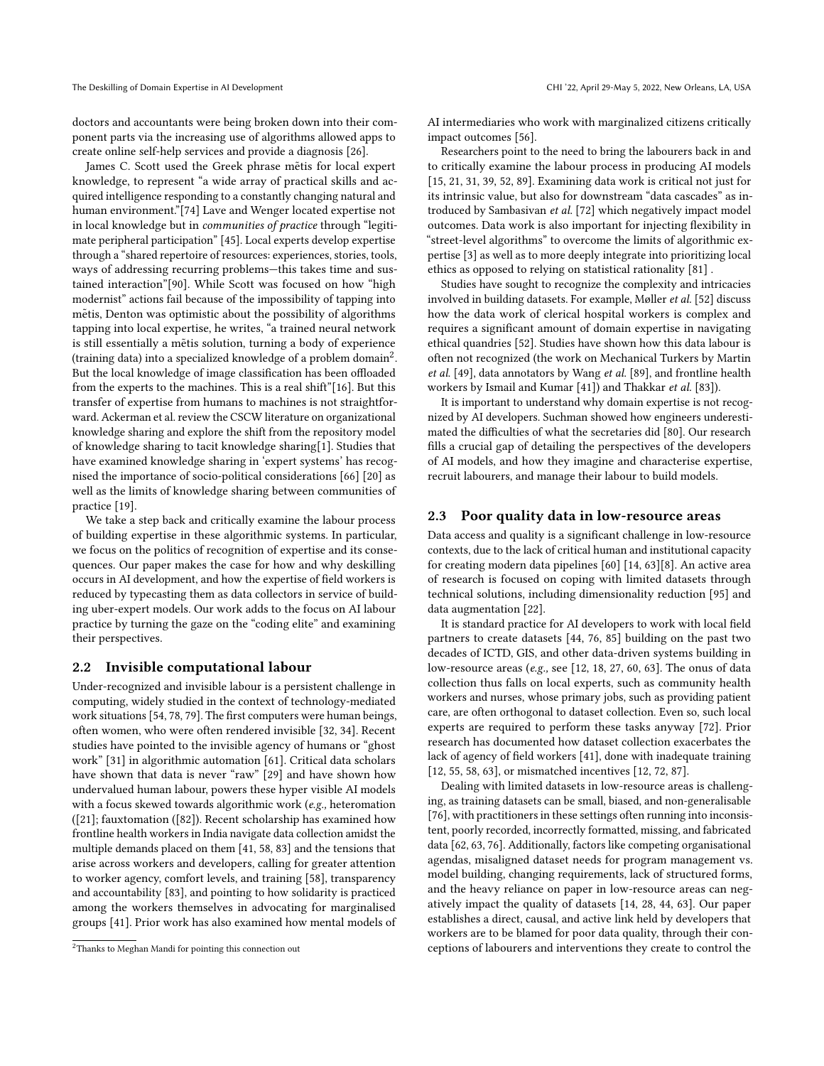doctors and accountants were being broken down into their component parts via the increasing use of algorithms allowed apps to create online self-help services and provide a diagnosis [26].

James C. Scott used the Greek phrase mētis for local expert knowledge, to represent "a wide array of practical skills and acquired intelligence responding to a constantly changing natural and human environment."[74] Lave and Wenger located expertise not in local knowledge but in *communities of practice* through "legitimate peripheral participation" [45]. Local experts develop expertise through a "shared repertoire of resources: experiences, stories, tools, ways of addressing recurring problems—this takes time and sustained interaction"[90]. While Scott was focused on how "high modernist" actions fail because of the impossibility of tapping into mētis, Denton was optimistic about the possibility of algorithms tapping into local expertise, he writes, "a trained neural network is still essentially a mētis solution, turning a body of experience (training data) into a specialized knowledge of a problem domain[2]. But the local knowledge of image classification has been offloaded from the experts to the machines. This is a real shift"[16]. But this transfer of expertise from humans to machines is not straightforward. Ackerman et al. review the CSCW literature on organizational knowledge sharing and explore the shift from the repository model of knowledge sharing to tacit knowledge sharing[1]. Studies that have examined knowledge sharing in 'expert systems' have recognised the importance of socio-political considerations [66] [20] as well as the limits of knowledge sharing between communities of practice [19].

We take a step back and critically examine the labour process of building expertise in these algorithmic systems. In particular, we focus on the politics of recognition of expertise and its consequences. Our paper makes the case for how and why deskilling occurs in AI development, and how the expertise of field workers is reduced by typecasting them as data collectors in service of building uber-expert models. Our work adds to the focus on AI labour practice by turning the gaze on the "coding elite" and examining their perspectives.

## 2.2 Invisible computational labour

Under-recognized and invisible labour is a persistent challenge in computing, widely studied in the context of technology-mediated work situations [54, 78, 79]. The first computers were human beings, often women, who were often rendered invisible [32, 34]. Recent studies have pointed to the invisible agency of humans or "ghost work" [31] in algorithmic automation [61]. Critical data scholars have shown that data is never "raw" [29] and have shown how undervalued human labour, powers these hyper visible AI models with a focus skewed towards algorithmic work (*e.g.,* heteromation ([21]; fauxtomation ([82]). Recent scholarship has examined how frontline health workers in India navigate data collection amidst the multiple demands placed on them [41, 58, 83] and the tensions that arise across workers and developers, calling for greater attention to worker agency, comfort levels, and training [58], transparency and accountability [83], and pointing to how solidarity is practiced among the workers themselves in advocating for marginalised groups [41]. Prior work has also examined how mental models of AI intermediaries who work with marginalized citizens critically impact outcomes [56].

Researchers point to the need to bring the labourers back in and to critically examine the labour process in producing AI models [15, 21, 31, 39, 52, 89]. Examining data work is critical not just for its intrinsic value, but also for downstream "data cascades" as introduced by Sambasivan *et al.* [72] which negatively impact model outcomes. Data work is also important for injecting flexibility in "street-level algorithms" to overcome the limits of algorithmic expertise [3] as well as to more deeply integrate into prioritizing local ethics as opposed to relying on statistical rationality [81] .

Studies have sought to recognize the complexity and intricacies involved in building datasets. For example, Møller *et al.* [52] discuss how the data work of clerical hospital workers is complex and requires a significant amount of domain expertise in navigating ethical quandries [52]. Studies have shown how this data labour is often not recognized (the work on Mechanical Turkers by Martin *et al.* [49], data annotators by Wang *et al.* [89], and frontline health workers by Ismail and Kumar [41]) and Thakkar *et al.* [83]).

It is important to understand why domain expertise is not recognized by AI developers. Suchman showed how engineers underestimated the difficulties of what the secretaries did [80]. Our research fills a crucial gap of detailing the perspectives of the developers of AI models, and how they imagine and characterise expertise, recruit labourers, and manage their labour to build models.

## 2.3 Poor quality data in low-resource areas

Data access and quality is a significant challenge in low-resource contexts, due to the lack of critical human and institutional capacity for creating modern data pipelines [60] [14, 63][8]. An active area of research is focused on coping with limited datasets through technical solutions, including dimensionality reduction [95] and data augmentation [22].

It is standard practice for AI developers to work with local field partners to create datasets [44, 76, 85] building on the past two decades of ICTD, GIS, and other data-driven systems building in low-resource areas (*e.g.,* see [12, 18, 27, 60, 63]. The onus of data collection thus falls on local experts, such as community health workers and nurses, whose primary jobs, such as providing patient care, are often orthogonal to dataset collection. Even so, such local experts are required to perform these tasks anyway [72]. Prior research has documented how dataset collection exacerbates the lack of agency of field workers [41], done with inadequate training [12, 55, 58, 63], or mismatched incentives [12, 72, 87].

Dealing with limited datasets in low-resource areas is challenging, as training datasets can be small, biased, and non-generalisable [76], with practitioners in these settings often running into inconsistent, poorly recorded, incorrectly formatted, missing, and fabricated data [62, 63, 76]. Additionally, factors like competing organisational agendas, misaligned dataset needs for program management vs. model building, changing requirements, lack of structured forms, and the heavy reliance on paper in low-resource areas can negatively impact the quality of datasets [14, 28, 44, 63]. Our paper establishes a direct, causal, and active link held by developers that workers are to be blamed for poor data quality, through their conceptions of labourers and interventions they create to control the

---

[2] Thanks to Meghan Mandi for pointing this connection out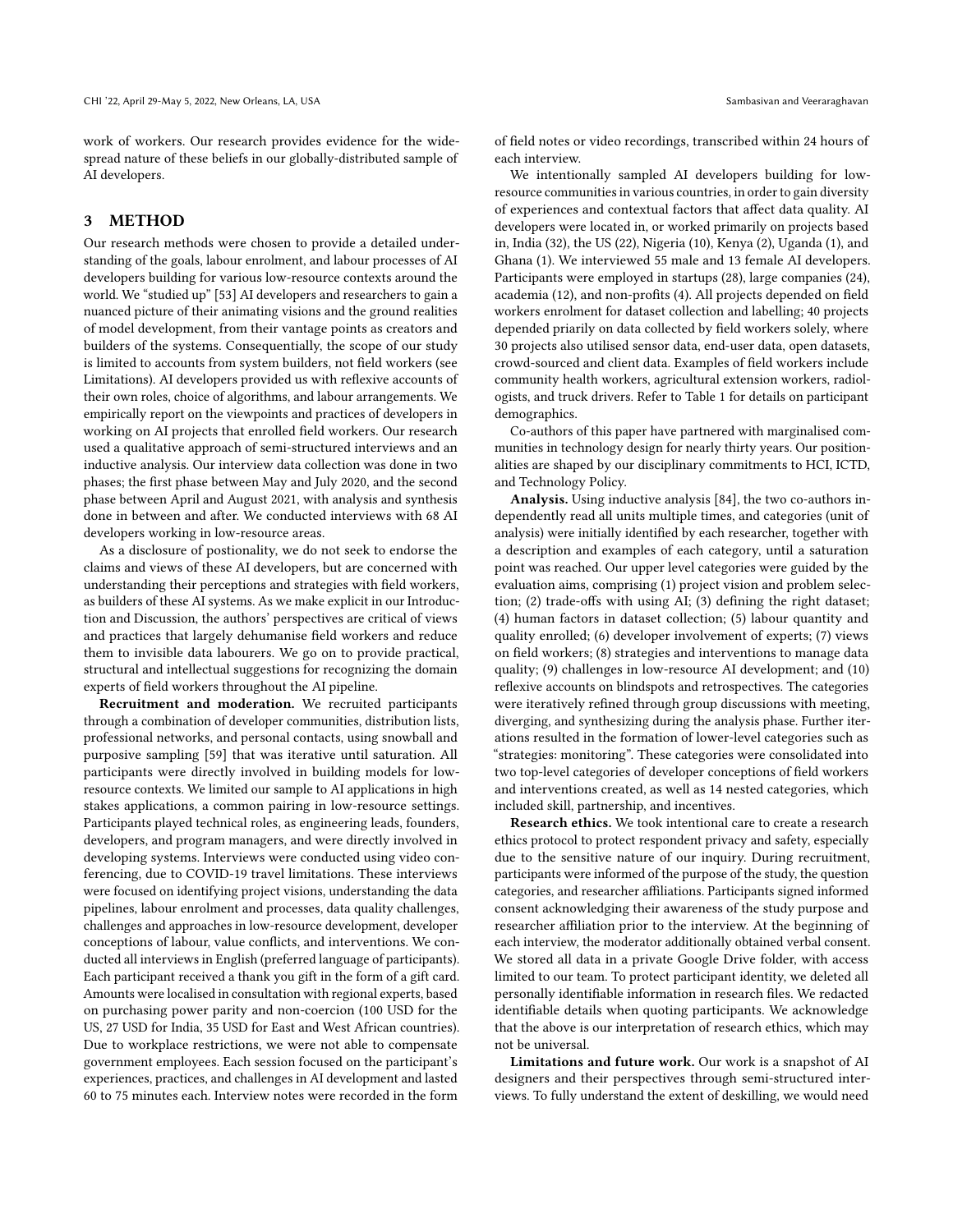work of workers. Our research provides evidence for the widespread nature of these beliefs in our globally-distributed sample of AI developers.

## 3 METHOD

Our research methods were chosen to provide a detailed understanding of the goals, labour enrolment, and labour processes of AI developers building for various low-resource contexts around the world. We "studied up" [53] AI developers and researchers to gain a nuanced picture of their animating visions and the ground realities of model development, from their vantage points as creators and builders of the systems. Consequentially, the scope of our study is limited to accounts from system builders, not field workers (see Limitations). AI developers provided us with reflexive accounts of their own roles, choice of algorithms, and labour arrangements. We empirically report on the viewpoints and practices of developers in working on AI projects that enrolled field workers. Our research used a qualitative approach of semi-structured interviews and an inductive analysis. Our interview data collection was done in two phases; the first phase between May and July 2020, and the second phase between April and August 2021, with analysis and synthesis done in between and after. We conducted interviews with 68 AI developers working in low-resource areas.

As a disclosure of postionality, we do not seek to endorse the claims and views of these AI developers, but are concerned with understanding their perceptions and strategies with field workers, as builders of these AI systems. As we make explicit in our Introduction and Discussion, the authors' perspectives are critical of views and practices that largely dehumanise field workers and reduce them to invisible data labourers. We go on to provide practical, structural and intellectual suggestions for recognizing the domain experts of field workers throughout the AI pipeline.

**Recruitment and moderation.** We recruited participants through a combination of developer communities, distribution lists, professional networks, and personal contacts, using snowball and purposive sampling [59] that was iterative until saturation. All participants were directly involved in building models for low-resource contexts. We limited our sample to AI applications in high stakes applications, a common pairing in low-resource settings. Participants played technical roles, as engineering leads, founders, developers, and program managers, and were directly involved in developing systems. Interviews were conducted using video conferencing, due to COVID-19 travel limitations. These interviews were focused on identifying project visions, understanding the data pipelines, labour enrolment and processes, data quality challenges, challenges and approaches in low-resource development, developer conceptions of labour, value conflicts, and interventions. We conducted all interviews in English (preferred language of participants). Each participant received a thank you gift in the form of a gift card. Amounts were localised in consultation with regional experts, based on purchasing power parity and non-coercion (100 USD for the US, 27 USD for India, 35 USD for East and West African countries). Due to workplace restrictions, we were not able to compensate government employees. Each session focused on the participant's experiences, practices, and challenges in AI development and lasted 60 to 75 minutes each. Interview notes were recorded in the form of field notes or video recordings, transcribed within 24 hours of each interview.

We intentionally sampled AI developers building for low-resource communities in various countries, in order to gain diversity of experiences and contextual factors that affect data quality. AI developers were located in, or worked primarily on projects based in, India (32), the US (22), Nigeria (10), Kenya (2), Uganda (1), and Ghana (1). We interviewed 55 male and 13 female AI developers. Participants were employed in startups (28), large companies (24), academia (12), and non-profits (4). All projects depended on field workers enrolment for dataset collection and labelling; 40 projects depended priarily on data collected by field workers solely, where 30 projects also utilised sensor data, end-user data, open datasets, crowd-sourced and client data. Examples of field workers include community health workers, agricultural extension workers, radiologists, and truck drivers. Refer to Table 1 for details on participant demographics.

Co-authors of this paper have partnered with marginalised communities in technology design for nearly thirty years. Our positionalities are shaped by our disciplinary commitments to HCI, ICTD, and Technology Policy.

**Analysis.** Using inductive analysis [84], the two co-authors independently read all units multiple times, and categories (unit of analysis) were initially identified by each researcher, together with a description and examples of each category, until a saturation point was reached. Our upper level categories were guided by the evaluation aims, comprising (1) project vision and problem selection; (2) trade-offs with using AI; (3) defining the right dataset; (4) human factors in dataset collection; (5) labour quantity and quality enrolled; (6) developer involvement of experts; (7) views on field workers; (8) strategies and interventions to manage data quality; (9) challenges in low-resource AI development; and (10) reflexive accounts on blindspots and retrospectives. The categories were iteratively refined through group discussions with meeting, diverging, and synthesizing during the analysis phase. Further iterations resulted in the formation of lower-level categories such as "strategies: monitoring". These categories were consolidated into two top-level categories of developer conceptions of field workers and interventions created, as well as 14 nested categories, which included skill, partnership, and incentives.

**Research ethics.** We took intentional care to create a research ethics protocol to protect respondent privacy and safety, especially due to the sensitive nature of our inquiry. During recruitment, participants were informed of the purpose of the study, the question categories, and researcher affiliations. Participants signed informed consent acknowledging their awareness of the study purpose and researcher affiliation prior to the interview. At the beginning of each interview, the moderator additionally obtained verbal consent. We stored all data in a private Google Drive folder, with access limited to our team. To protect participant identity, we deleted all personally identifiable information in research files. We redacted identifiable details when quoting participants. We acknowledge that the above is our interpretation of research ethics, which may not be universal.

**Limitations and future work.** Our work is a snapshot of AI designers and their perspectives through semi-structured interviews. To fully understand the extent of deskilling, we would need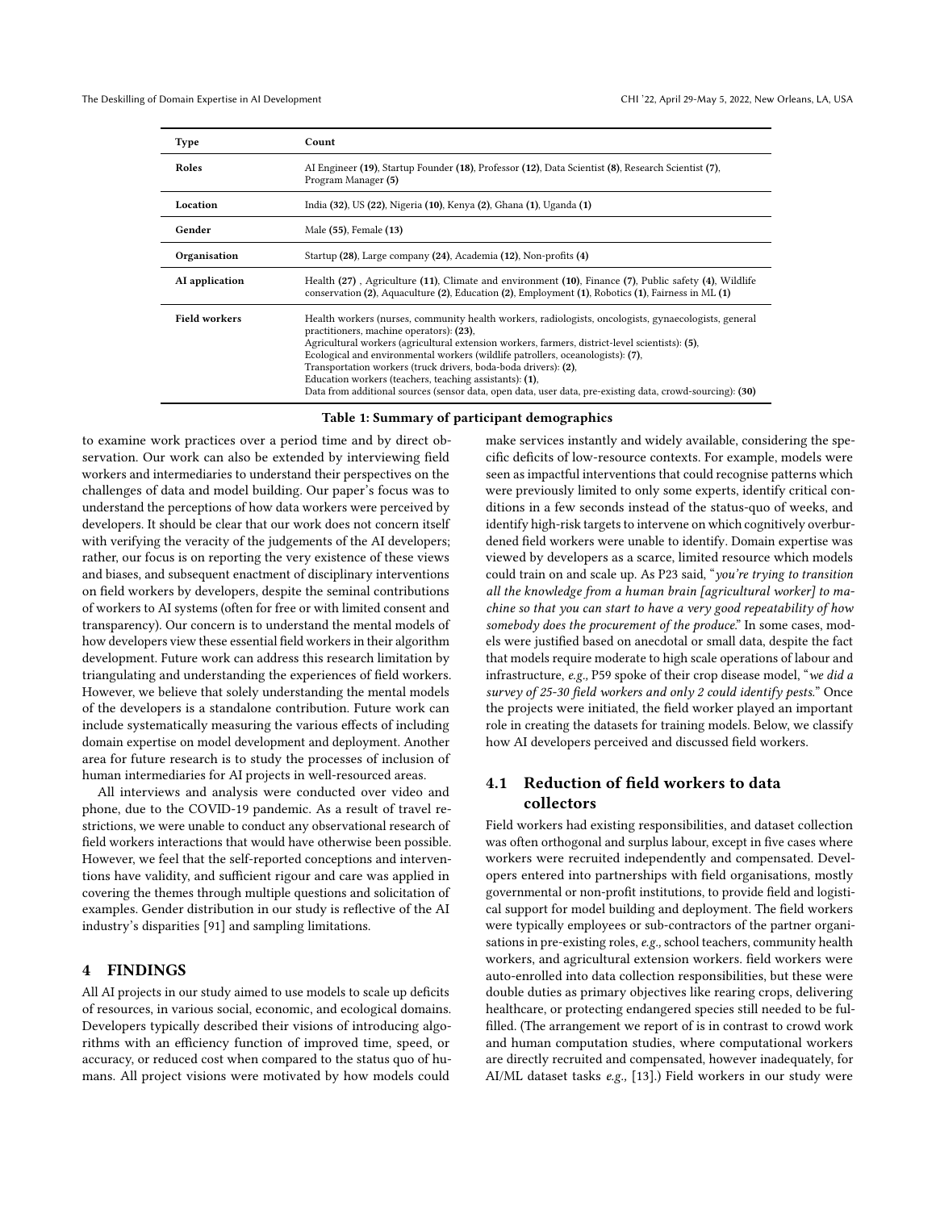| Type | Count |
|---|---|
| **Roles** | AI Engineer **(19)**, Startup Founder **(18)**, Professor **(12)**, Data Scientist **(8)**, Research Scientist **(7)**, Program Manager **(5)** |
| **Location** | India **(32)**, US **(22)**, Nigeria **(10)**, Kenya **(2)**, Ghana **(1)**, Uganda **(1)** |
| **Gender** | Male **(55)**, Female **(13)** |
| **Organisation** | Startup **(28)**, Large company **(24)**, Academia **(12)**, Non-profits **(4)** |
| **AI application** | Health **(27)** , Agriculture **(11)**, Climate and environment **(10)**, Finance **(7)**, Public safety **(4)**, Wildlife conservation **(2)**, Aquaculture **(2)**, Education **(2)**, Employment **(1)**, Robotics **(1)**, Fairness in ML **(1)** |
| **Field workers** | Health workers (nurses, community health workers, radiologists, oncologists, gynaecologists, general practitioners, machine operators): **(23)**, Agricultural workers (agricultural extension workers, farmers, district-level scientists): **(5)**, Ecological and environmental workers (wildlife patrollers, oceanologists): **(7)**, Transportation workers (truck drivers, boda-boda drivers): **(2)**, Education workers (teachers, teaching assistants): **(1)**, Data from additional sources (sensor data, open data, user data, pre-existing data, crowd-sourcing): **(30)** |

**Table 1: Summary of participant demographics**

to examine work practices over a period time and by direct observation. Our work can also be extended by interviewing field workers and intermediaries to understand their perspectives on the challenges of data and model building. Our paper's focus was to understand the perceptions of how data workers were perceived by developers. It should be clear that our work does not concern itself with verifying the veracity of the judgements of the AI developers; rather, our focus is on reporting the very existence of these views and biases, and subsequent enactment of disciplinary interventions on field workers by developers, despite the seminal contributions of workers to AI systems (often for free or with limited consent and transparency). Our concern is to understand the mental models of how developers view these essential field workers in their algorithm development. Future work can address this research limitation by triangulating and understanding the experiences of field workers. However, we believe that solely understanding the mental models of the developers is a standalone contribution. Future work can include systematically measuring the various effects of including domain expertise on model development and deployment. Another area for future research is to study the processes of inclusion of human intermediaries for AI projects in well-resourced areas.

All interviews and analysis were conducted over video and phone, due to the COVID-19 pandemic. As a result of travel restrictions, we were unable to conduct any observational research of field workers interactions that would have otherwise been possible. However, we feel that the self-reported conceptions and interventions have validity, and sufficient rigour and care was applied in covering the themes through multiple questions and solicitation of examples. Gender distribution in our study is reflective of the AI industry's disparities [91] and sampling limitations.

## 4 FINDINGS

All AI projects in our study aimed to use models to scale up deficits of resources, in various social, economic, and ecological domains. Developers typically described their visions of introducing algorithms with an efficiency function of improved time, speed, or accuracy, or reduced cost when compared to the status quo of humans. All project visions were motivated by how models could make services instantly and widely available, considering the specific deficits of low-resource contexts. For example, models were seen as impactful interventions that could recognise patterns which were previously limited to only some experts, identify critical conditions in a few seconds instead of the status-quo of weeks, and identify high-risk targets to intervene on which cognitively overburdened field workers were unable to identify. Domain expertise was viewed by developers as a scarce, limited resource which models could train on and scale up. As P23 said, "*you're trying to transition all the knowledge from a human brain [agricultural worker] to machine so that you can start to have a very good repeatability of how somebody does the procurement of the produce.*" In some cases, models were justified based on anecdotal or small data, despite the fact that models require moderate to high scale operations of labour and infrastructure, *e.g.,* P59 spoke of their crop disease model, "*we did a survey of 25-30 field workers and only 2 could identify pests.*" Once the projects were initiated, the field worker played an important role in creating the datasets for training models. Below, we classify how AI developers perceived and discussed field workers.

### 4.1 Reduction of field workers to data collectors

Field workers had existing responsibilities, and dataset collection was often orthogonal and surplus labour, except in five cases where workers were recruited independently and compensated. Developers entered into partnerships with field organisations, mostly governmental or non-profit institutions, to provide field and logistical support for model building and deployment. The field workers were typically employees or sub-contractors of the partner organisations in pre-existing roles, *e.g.,* school teachers, community health workers, and agricultural extension workers. field workers were auto-enrolled into data collection responsibilities, but these were double duties as primary objectives like rearing crops, delivering healthcare, or protecting endangered species still needed to be fulfilled. (The arrangement we report of is in contrast to crowd work and human computation studies, where computational workers are directly recruited and compensated, however inadequately, for AI/ML dataset tasks *e.g.,* [13].) Field workers in our study were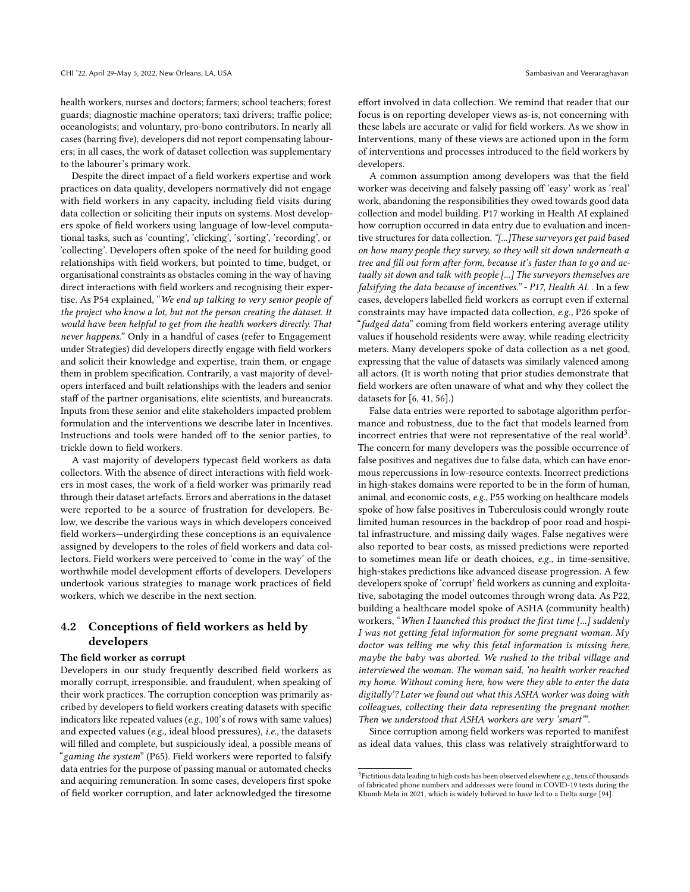health workers, nurses and doctors; farmers; school teachers; forest guards; diagnostic machine operators; taxi drivers; traffic police; oceanologists; and voluntary, pro-bono contributors. In nearly all cases (barring five), developers did not report compensating labourers; in all cases, the work of dataset collection was supplementary to the labourer's primary work.

Despite the direct impact of a field workers expertise and work practices on data quality, developers normatively did not engage with field workers in any capacity, including field visits during data collection or soliciting their inputs on systems. Most developers spoke of field workers using language of low-level computational tasks, such as 'counting', 'clicking', 'sorting', 'recording', or 'collecting'. Developers often spoke of the need for building good relationships with field workers, but pointed to time, budget, or organisational constraints as obstacles coming in the way of having direct interactions with field workers and recognising their expertise. As P54 explained, "*We end up talking to very senior people of the project who know a lot, but not the person creating the dataset. It would have been helpful to get from the health workers directly. That never happens.*" Only in a handful of cases (refer to Engagement under Strategies) did developers directly engage with field workers and solicit their knowledge and expertise, train them, or engage them in problem specification. Contrarily, a vast majority of developers interfaced and built relationships with the leaders and senior staff of the partner organisations, elite scientists, and bureaucrats. Inputs from these senior and elite stakeholders impacted problem formulation and the interventions we describe later in Incentives. Instructions and tools were handed off to the senior parties, to trickle down to field workers.

A vast majority of developers typecast field workers as data collectors. With the absence of direct interactions with field workers in most cases, the work of a field worker was primarily read through their dataset artefacts. Errors and aberrations in the dataset were reported to be a source of frustration for developers. Below, we describe the various ways in which developers conceived field workers—undergirding these conceptions is an equivalence assigned by developers to the roles of field workers and data collectors. Field workers were perceived to 'come in the way' of the worthwhile model development efforts of developers. Developers undertook various strategies to manage work practices of field workers, which we describe in the next section.

## 4.2 Conceptions of field workers as held by developers

**The field worker as corrupt**

Developers in our study frequently described field workers as morally corrupt, irresponsible, and fraudulent, when speaking of their work practices. The corruption conception was primarily ascribed by developers to field workers creating datasets with specific indicators like repeated values (*e.g.,* 100's of rows with same values) and expected values (*e.g.,* ideal blood pressures), *i.e.,* the datasets will filled and complete, but suspiciously ideal, a possible means of "*gaming the system*" (P65). Field workers were reported to falsify data entries for the purpose of passing manual or automated checks and acquiring remuneration. In some cases, developers first spoke of field worker corruption, and later acknowledged the tiresome effort involved in data collection. We remind that reader that our focus is on reporting developer views as-is, not concerning with these labels are accurate or valid for field workers. As we show in Interventions, many of these views are actioned upon in the form of interventions and processes introduced to the field workers by developers.

A common assumption among developers was that the field worker was deceiving and falsely passing off 'easy' work as 'real' work, abandoning the responsibilities they owed towards good data collection and model building. P17 working in Health AI explained how corruption occurred in data entry due to evaluation and incentive structures for data collection. *"[...]These surveyors get paid based on how many people they survey, so they will sit down underneath a tree and fill out form after form, because it's faster than to go and actually sit down and talk with people [...] The surveyors themselves are falsifying the data because of incentives." - P17, Health AI.* . In a few cases, developers labelled field workers as corrupt even if external constraints may have impacted data collection, *e.g.,* P26 spoke of "*fudged data*" coming from field workers entering average utility values if household residents were away, while reading electricity meters. Many developers spoke of data collection as a net good, expressing that the value of datasets was similarly valenced among all actors. (It is worth noting that prior studies demonstrate that field workers are often unaware of what and why they collect the datasets for [6, 41, 56].)

False data entries were reported to sabotage algorithm performance and robustness, due to the fact that models learned from incorrect entries that were not representative of the real world[3]. The concern for many developers was the possible occurrence of false positives and negatives due to false data, which can have enormous repercussions in low-resource contexts. Incorrect predictions in high-stakes domains were reported to be in the form of human, animal, and economic costs, *e.g.,* P55 working on healthcare models spoke of how false positives in Tuberculosis could wrongly route limited human resources in the backdrop of poor road and hospital infrastructure, and missing daily wages. False negatives were also reported to bear costs, as missed predictions were reported to sometimes mean life or death choices, *e.g.,* in time-sensitive, high-stakes predictions like advanced disease progression. A few developers spoke of 'corrupt' field workers as cunning and exploitative, sabotaging the model outcomes through wrong data. As P22, building a healthcare model spoke of ASHA (community health) workers, "*When I launched this product the first time [...] suddenly I was not getting fetal information for some pregnant woman. My doctor was telling me why this fetal information is missing here, maybe the baby was aborted. We rushed to the tribal village and interviewed the woman. The woman said, 'no health worker reached my home. Without coming here, how were they able to enter the data digitally'? Later we found out what this ASHA worker was doing with colleagues, collecting their data representing the pregnant mother. Then we understood that ASHA workers are very 'smart'*".

Since corruption among field workers was reported to manifest as ideal data values, this class was relatively straightforward to

[3] Fictitious data leading to high costs has been observed elsewhere *e.g.,* tens of thousands of fabricated phone numbers and addresses were found in COVID-19 tests during the Khumb Mela in 2021, which is widely believed to have led to a Delta surge [94].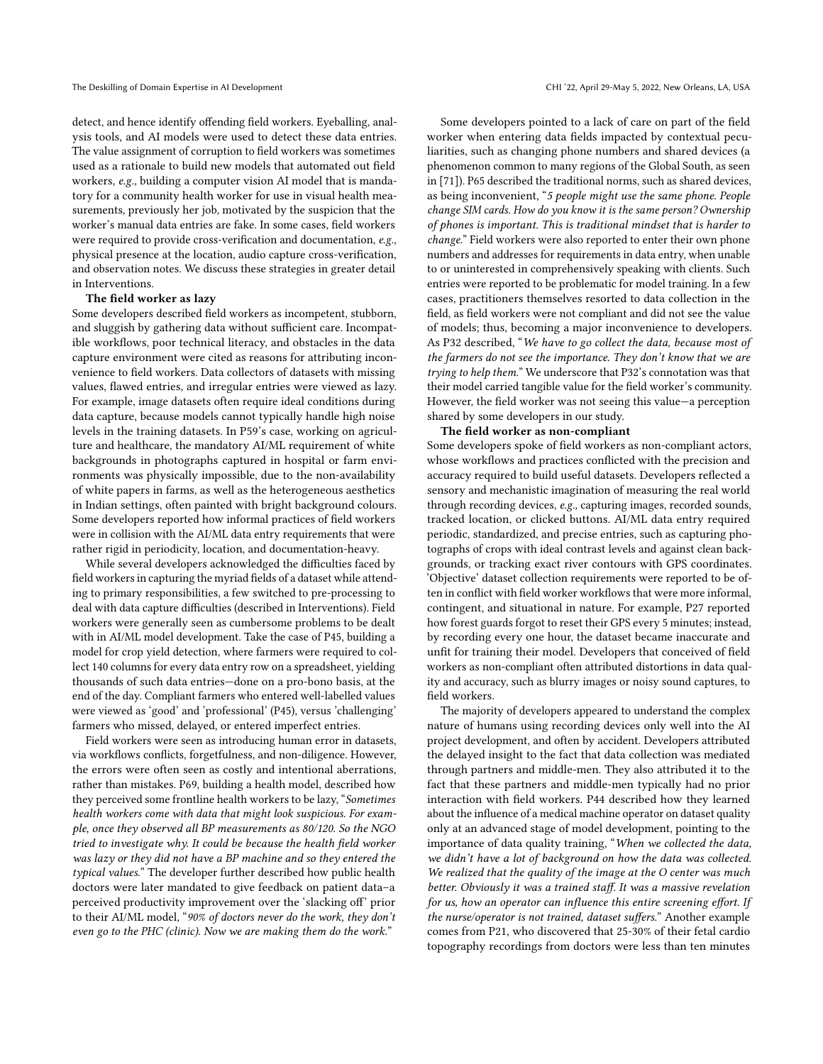detect, and hence identify offending field workers. Eyeballing, analysis tools, and AI models were used to detect these data entries. The value assignment of corruption to field workers was sometimes used as a rationale to build new models that automated out field workers, *e.g.*, building a computer vision AI model that is mandatory for a community health worker for use in visual health measurements, previously her job, motivated by the suspicion that the worker's manual data entries are fake. In some cases, field workers were required to provide cross-verification and documentation, *e.g.*, physical presence at the location, audio capture cross-verification, and observation notes. We discuss these strategies in greater detail in Interventions.

**The field worker as lazy**

Some developers described field workers as incompetent, stubborn, and sluggish by gathering data without sufficient care. Incompatible workflows, poor technical literacy, and obstacles in the data capture environment were cited as reasons for attributing inconvenience to field workers. Data collectors of datasets with missing values, flawed entries, and irregular entries were viewed as lazy. For example, image datasets often require ideal conditions during data capture, because models cannot typically handle high noise levels in the training datasets. In P59's case, working on agriculture and healthcare, the mandatory AI/ML requirement of white backgrounds in photographs captured in hospital or farm environments was physically impossible, due to the non-availability of white papers in farms, as well as the heterogeneous aesthetics in Indian settings, often painted with bright background colours. Some developers reported how informal practices of field workers were in collision with the AI/ML data entry requirements that were rather rigid in periodicity, location, and documentation-heavy.

While several developers acknowledged the difficulties faced by field workers in capturing the myriad fields of a dataset while attending to primary responsibilities, a few switched to pre-processing to deal with data capture difficulties (described in Interventions). Field workers were generally seen as cumbersome problems to be dealt with in AI/ML model development. Take the case of P45, building a model for crop yield detection, where farmers were required to collect 140 columns for every data entry row on a spreadsheet, yielding thousands of such data entries—done on a pro-bono basis, at the end of the day. Compliant farmers who entered well-labelled values were viewed as 'good' and 'professional' (P45), versus 'challenging' farmers who missed, delayed, or entered imperfect entries.

Field workers were seen as introducing human error in datasets, via workflows conflicts, forgetfulness, and non-diligence. However, the errors were often seen as costly and intentional aberrations, rather than mistakes. P69, building a health model, described how they perceived some frontline health workers to be lazy, "*Sometimes health workers come with data that might look suspicious. For example, once they observed all BP measurements as 80/120. So the NGO tried to investigate why. It could be because the health field worker was lazy or they did not have a BP machine and so they entered the typical values.*" The developer further described how public health doctors were later mandated to give feedback on patient data–a perceived productivity improvement over the 'slacking off' prior to their AI/ML model, "*90% of doctors never do the work, they don't even go to the PHC (clinic). Now we are making them do the work.*"

Some developers pointed to a lack of care on part of the field worker when entering data fields impacted by contextual peculiarities, such as changing phone numbers and shared devices (a phenomenon common to many regions of the Global South, as seen in [71]). P65 described the traditional norms, such as shared devices, as being inconvenient, "*5 people might use the same phone. People change SIM cards. How do you know it is the same person? Ownership of phones is important. This is traditional mindset that is harder to change.*" Field workers were also reported to enter their own phone numbers and addresses for requirements in data entry, when unable to or uninterested in comprehensively speaking with clients. Such entries were reported to be problematic for model training. In a few cases, practitioners themselves resorted to data collection in the field, as field workers were not compliant and did not see the value of models; thus, becoming a major inconvenience to developers. As P32 described, "*We have to go collect the data, because most of the farmers do not see the importance. They don't know that we are trying to help them.*" We underscore that P32's connotation was that their model carried tangible value for the field worker's community. However, the field worker was not seeing this value—a perception shared by some developers in our study.

**The field worker as non-compliant**

Some developers spoke of field workers as non-compliant actors, whose workflows and practices conflicted with the precision and accuracy required to build useful datasets. Developers reflected a sensory and mechanistic imagination of measuring the real world through recording devices, *e.g.*, capturing images, recorded sounds, tracked location, or clicked buttons. AI/ML data entry required periodic, standardized, and precise entries, such as capturing photographs of crops with ideal contrast levels and against clean backgrounds, or tracking exact river contours with GPS coordinates. 'Objective' dataset collection requirements were reported to be often in conflict with field worker workflows that were more informal, contingent, and situational in nature. For example, P27 reported how forest guards forgot to reset their GPS every 5 minutes; instead, by recording every one hour, the dataset became inaccurate and unfit for training their model. Developers that conceived of field workers as non-compliant often attributed distortions in data quality and accuracy, such as blurry images or noisy sound captures, to field workers.

The majority of developers appeared to understand the complex nature of humans using recording devices only well into the AI project development, and often by accident. Developers attributed the delayed insight to the fact that data collection was mediated through partners and middle-men. They also attributed it to the fact that these partners and middle-men typically had no prior interaction with field workers. P44 described how they learned about the influence of a medical machine operator on dataset quality only at an advanced stage of model development, pointing to the importance of data quality training, "*When we collected the data, we didn't have a lot of background on how the data was collected. We realized that the quality of the image at the O center was much better. Obviously it was a trained staff. It was a massive revelation for us, how an operator can influence this entire screening effort. If the nurse/operator is not trained, dataset suffers.*" Another example comes from P21, who discovered that 25-30% of their fetal cardio topography recordings from doctors were less than ten minutes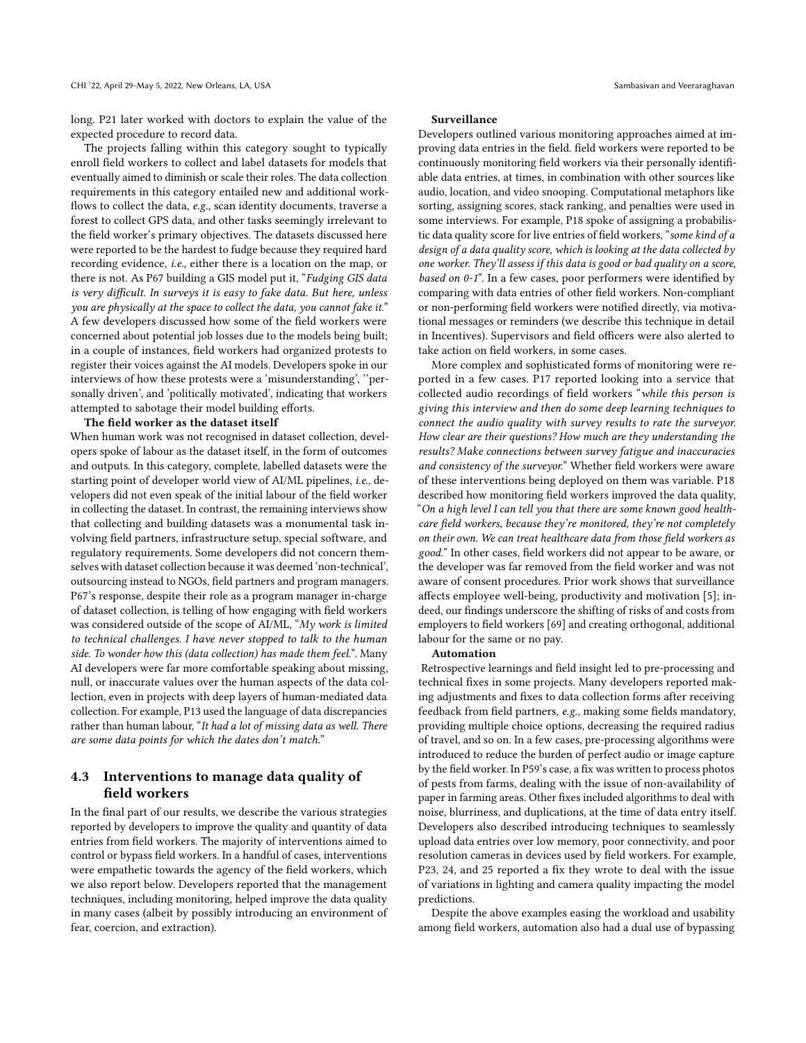long. P21 later worked with doctors to explain the value of the expected procedure to record data.

The projects falling within this category sought to typically enroll field workers to collect and label datasets for models that eventually aimed to diminish or scale their roles. The data collection requirements in this category entailed new and additional workflows to collect the data, *e.g.,* scan identity documents, traverse a forest to collect GPS data, and other tasks seemingly irrelevant to the field worker's primary objectives. The datasets discussed here were reported to be the hardest to fudge because they required hard recording evidence, *i.e.,* either there is a location on the map, or there is not. As P67 building a GIS model put it, "*Fudging GIS data is very difficult. In surveys it is easy to fake data. But here, unless you are physically at the space to collect the data, you cannot fake it.*" A few developers discussed how some of the field workers were concerned about potential job losses due to the models being built; in a couple of instances, field workers had organized protests to register their voices against the AI models. Developers spoke in our interviews of how these protests were a 'misunderstanding', ''personally driven', and 'politically motivated', indicating that workers attempted to sabotage their model building efforts.

**The field worker as the dataset itself**

When human work was not recognised in dataset collection, developers spoke of labour as the dataset itself, in the form of outcomes and outputs. In this category, complete, labelled datasets were the starting point of developer world view of AI/ML pipelines, *i.e.,* developers did not even speak of the initial labour of the field worker in collecting the dataset. In contrast, the remaining interviews show that collecting and building datasets was a monumental task involving field partners, infrastructure setup, special software, and regulatory requirements. Some developers did not concern themselves with dataset collection because it was deemed 'non-technical', outsourcing instead to NGOs, field partners and program managers. P67's response, despite their role as a program manager in-charge of dataset collection, is telling of how engaging with field workers was considered outside of the scope of AI/ML, "*My work is limited to technical challenges. I have never stopped to talk to the human side. To wonder how this (data collection) has made them feel.*". Many AI developers were far more comfortable speaking about missing, null, or inaccurate values over the human aspects of the data collection, even in projects with deep layers of human-mediated data collection. For example, P13 used the language of data discrepancies rather than human labour, "*It had a lot of missing data as well. There are some data points for which the dates don't match.*"

## 4.3 Interventions to manage data quality of field workers

In the final part of our results, we describe the various strategies reported by developers to improve the quality and quantity of data entries from field workers. The majority of interventions aimed to control or bypass field workers. In a handful of cases, interventions were empathetic towards the agency of the field workers, which we also report below. Developers reported that the management techniques, including monitoring, helped improve the data quality in many cases (albeit by possibly introducing an environment of fear, coercion, and extraction).

**Surveillance**

Developers outlined various monitoring approaches aimed at improving data entries in the field. field workers were reported to be continuously monitoring field workers via their personally identifiable data entries, at times, in combination with other sources like audio, location, and video snooping. Computational metaphors like sorting, assigning scores, stack ranking, and penalties were used in some interviews. For example, P18 spoke of assigning a probabilistic data quality score for live entries of field workers, "*some kind of a design of a data quality score, which is looking at the data collected by one worker. They'll assess if this data is good or bad quality on a score, based on 0-1*". In a few cases, poor performers were identified by comparing with data entries of other field workers. Non-compliant or non-performing field workers were notified directly, via motivational messages or reminders (we describe this technique in detail in Incentives). Supervisors and field officers were also alerted to take action on field workers, in some cases.

More complex and sophisticated forms of monitoring were reported in a few cases. P17 reported looking into a service that collected audio recordings of field workers "*while this person is giving this interview and then do some deep learning techniques to connect the audio quality with survey results to rate the surveyor. How clear are their questions? How much are they understanding the results? Make connections between survey fatigue and inaccuracies and consistency of the surveyor.*" Whether field workers were aware of these interventions being deployed on them was variable. P18 described how monitoring field workers improved the data quality, "*On a high level I can tell you that there are some known good healthcare field workers, because they're monitored, they're not completely on their own. We can treat healthcare data from those field workers as good.*" In other cases, field workers did not appear to be aware, or the developer was far removed from the field worker and was not aware of consent procedures. Prior work shows that surveillance affects employee well-being, productivity and motivation [5]; indeed, our findings underscore the shifting of risks of and costs from employers to field workers [69] and creating orthogonal, additional labour for the same or no pay.

**Automation**

Retrospective learnings and field insight led to pre-processing and technical fixes in some projects. Many developers reported making adjustments and fixes to data collection forms after receiving feedback from field partners, *e.g.,* making some fields mandatory, providing multiple choice options, decreasing the required radius of travel, and so on. In a few cases, pre-processing algorithms were introduced to reduce the burden of perfect audio or image capture by the field worker. In P59's case, a fix was written to process photos of pests from farms, dealing with the issue of non-availability of paper in farming areas. Other fixes included algorithms to deal with noise, blurriness, and duplications, at the time of data entry itself. Developers also described introducing techniques to seamlessly upload data entries over low memory, poor connectivity, and poor resolution cameras in devices used by field workers. For example, P23, 24, and 25 reported a fix they wrote to deal with the issue of variations in lighting and camera quality impacting the model predictions.

Despite the above examples easing the workload and usability among field workers, automation also had a dual use of bypassing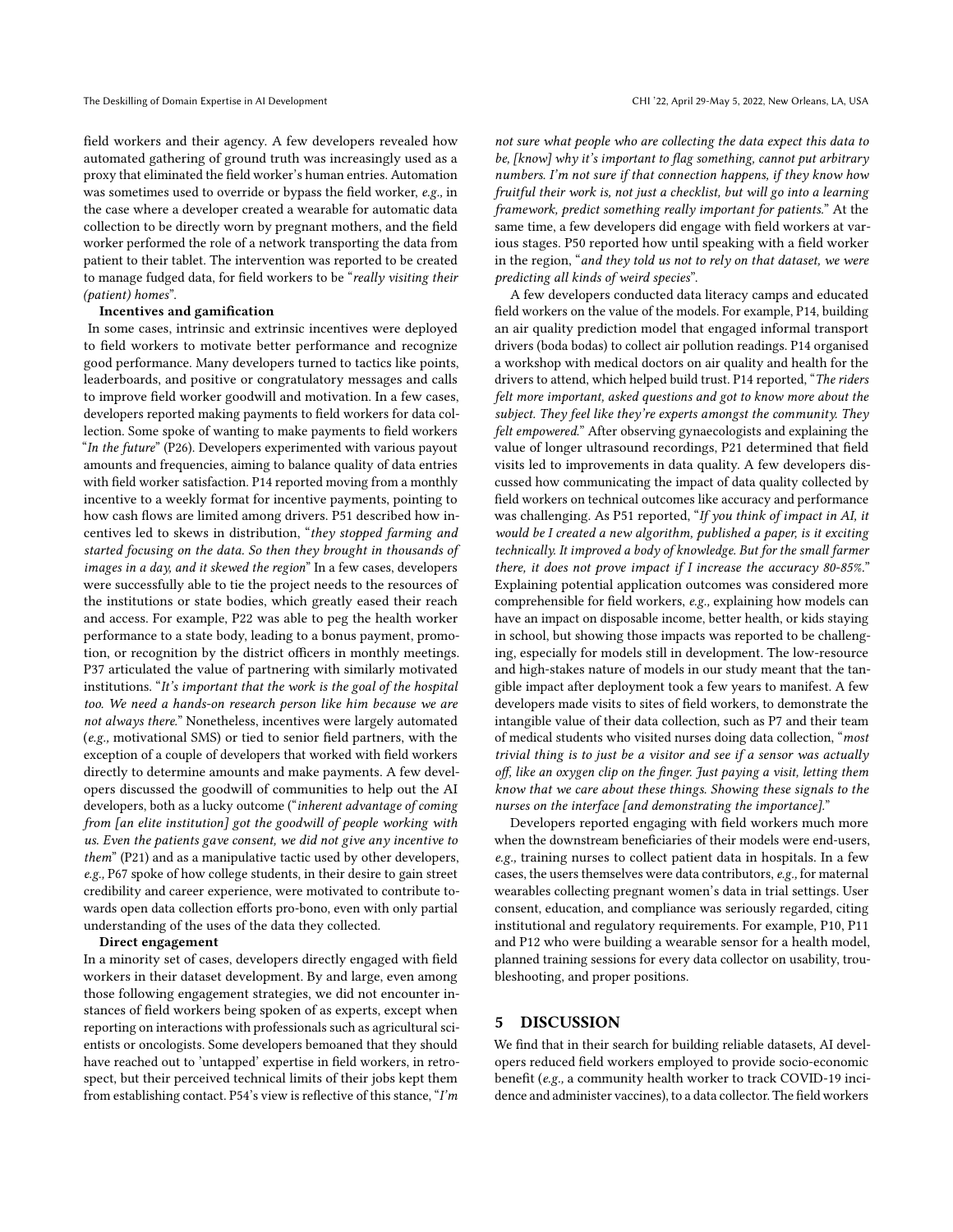field workers and their agency. A few developers revealed how automated gathering of ground truth was increasingly used as a proxy that eliminated the field worker's human entries. Automation was sometimes used to override or bypass the field worker, *e.g.,* in the case where a developer created a wearable for automatic data collection to be directly worn by pregnant mothers, and the field worker performed the role of a network transporting the data from patient to their tablet. The intervention was reported to be created to manage fudged data, for field workers to be "*really visiting their (patient) homes*".

**Incentives and gamification**

In some cases, intrinsic and extrinsic incentives were deployed to field workers to motivate better performance and recognize good performance. Many developers turned to tactics like points, leaderboards, and positive or congratulatory messages and calls to improve field worker goodwill and motivation. In a few cases, developers reported making payments to field workers for data collection. Some spoke of wanting to make payments to field workers "*In the future*" (P26). Developers experimented with various payout amounts and frequencies, aiming to balance quality of data entries with field worker satisfaction. P14 reported moving from a monthly incentive to a weekly format for incentive payments, pointing to how cash flows are limited among drivers. P51 described how incentives led to skews in distribution, "*they stopped farming and started focusing on the data. So then they brought in thousands of images in a day, and it skewed the region*" In a few cases, developers were successfully able to tie the project needs to the resources of the institutions or state bodies, which greatly eased their reach and access. For example, P22 was able to peg the health worker performance to a state body, leading to a bonus payment, promotion, or recognition by the district officers in monthly meetings. P37 articulated the value of partnering with similarly motivated institutions. "*It's important that the work is the goal of the hospital too. We need a hands-on research person like him because we are not always there.*" Nonetheless, incentives were largely automated (*e.g.,* motivational SMS) or tied to senior field partners, with the exception of a couple of developers that worked with field workers directly to determine amounts and make payments. A few developers discussed the goodwill of communities to help out the AI developers, both as a lucky outcome ("*inherent advantage of coming from [an elite institution] got the goodwill of people working with us. Even the patients gave consent, we did not give any incentive to them*" (P21) and as a manipulative tactic used by other developers, *e.g.,* P67 spoke of how college students, in their desire to gain street credibility and career experience, were motivated to contribute towards open data collection efforts pro-bono, even with only partial understanding of the uses of the data they collected.

**Direct engagement**

In a minority set of cases, developers directly engaged with field workers in their dataset development. By and large, even among those following engagement strategies, we did not encounter instances of field workers being spoken of as experts, except when reporting on interactions with professionals such as agricultural scientists or oncologists. Some developers bemoaned that they should have reached out to 'untapped' expertise in field workers, in retrospect, but their perceived technical limits of their jobs kept them from establishing contact. P54's view is reflective of this stance, "*I'm not sure what people who are collecting the data expect this data to be, [know] why it's important to flag something, cannot put arbitrary numbers. I'm not sure if that connection happens, if they know how fruitful their work is, not just a checklist, but will go into a learning framework, predict something really important for patients.*" At the same time, a few developers did engage with field workers at various stages. P50 reported how until speaking with a field worker in the region, "*and they told us not to rely on that dataset, we were predicting all kinds of weird species*".

A few developers conducted data literacy camps and educated field workers on the value of the models. For example, P14, building an air quality prediction model that engaged informal transport drivers (boda bodas) to collect air pollution readings. P14 organised a workshop with medical doctors on air quality and health for the drivers to attend, which helped build trust. P14 reported, "*The riders felt more important, asked questions and got to know more about the subject. They feel like they're experts amongst the community. They felt empowered.*" After observing gynaecologists and explaining the value of longer ultrasound recordings, P21 determined that field visits led to improvements in data quality. A few developers discussed how communicating the impact of data quality collected by field workers on technical outcomes like accuracy and performance was challenging. As P51 reported, "*If you think of impact in AI, it would be I created a new algorithm, published a paper, is it exciting technically. It improved a body of knowledge. But for the small farmer there, it does not prove impact if I increase the accuracy 80-85%.*" Explaining potential application outcomes was considered more comprehensible for field workers, *e.g.,* explaining how models can have an impact on disposable income, better health, or kids staying in school, but showing those impacts was reported to be challenging, especially for models still in development. The low-resource and high-stakes nature of models in our study meant that the tangible impact after deployment took a few years to manifest. A few developers made visits to sites of field workers, to demonstrate the intangible value of their data collection, such as P7 and their team of medical students who visited nurses doing data collection, "*most trivial thing is to just be a visitor and see if a sensor was actually off, like an oxygen clip on the finger. Just paying a visit, letting them know that we care about these things. Showing these signals to the nurses on the interface [and demonstrating the importance].*"

Developers reported engaging with field workers much more when the downstream beneficiaries of their models were end-users, *e.g.,* training nurses to collect patient data in hospitals. In a few cases, the users themselves were data contributors, *e.g.,* for maternal wearables collecting pregnant women's data in trial settings. User consent, education, and compliance was seriously regarded, citing institutional and regulatory requirements. For example, P10, P11 and P12 who were building a wearable sensor for a health model, planned training sessions for every data collector on usability, troubleshooting, and proper positions.

## 5 DISCUSSION

We find that in their search for building reliable datasets, AI developers reduced field workers employed to provide socio-economic benefit (*e.g.,* a community health worker to track COVID-19 incidence and administer vaccines), to a data collector. The field workers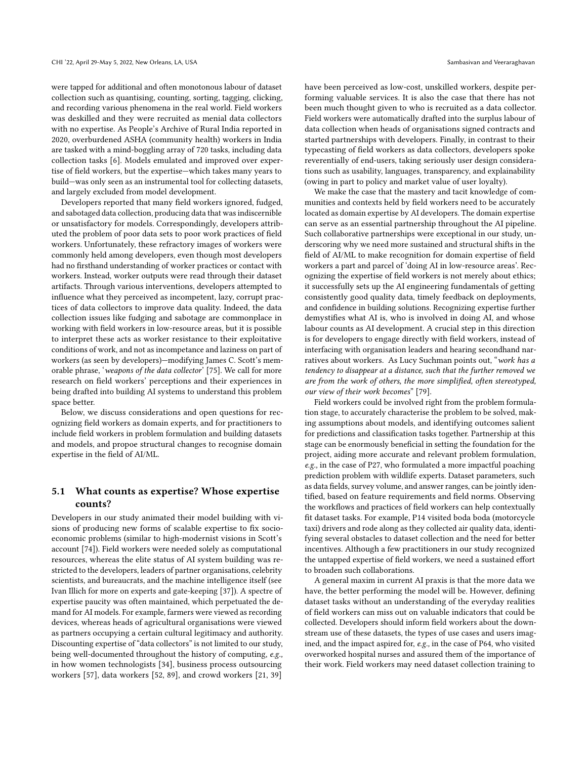were tapped for additional and often monotonous labour of dataset collection such as quantising, counting, sorting, tagging, clicking, and recording various phenomena in the real world. Field workers was deskilled and they were recruited as menial data collectors with no expertise. As People's Archive of Rural India reported in 2020, overburdened ASHA (community health) workers in India are tasked with a mind-boggling array of 720 tasks, including data collection tasks [6]. Models emulated and improved over expertise of field workers, but the expertise—which takes many years to build—was only seen as an instrumental tool for collecting datasets, and largely excluded from model development.

Developers reported that many field workers ignored, fudged, and sabotaged data collection, producing data that was indiscernible or unsatisfactory for models. Correspondingly, developers attributed the problem of poor data sets to poor work practices of field workers. Unfortunately, these refractory images of workers were commonly held among developers, even though most developers had no firsthand understanding of worker practices or contact with workers. Instead, worker outputs were read through their dataset artifacts. Through various interventions, developers attempted to influence what they perceived as incompetent, lazy, corrupt practices of data collectors to improve data quality. Indeed, the data collection issues like fudging and sabotage are commonplace in working with field workers in low-resource areas, but it is possible to interpret these acts as worker resistance to their exploitative conditions of work, and not as incompetance and laziness on part of workers (as seen by developers)—modifying James C. Scott's memorable phrase, '*weapons of the data collector*' [75]. We call for more research on field workers' perceptions and their experiences in being drafted into building AI systems to understand this problem space better.

Below, we discuss considerations and open questions for recognizing field workers as domain experts, and for practitioners to include field workers in problem formulation and building datasets and models, and propoe structural changes to recognise domain expertise in the field of AI/ML.

## 5.1 What counts as expertise? Whose expertise counts?

Developers in our study animated their model building with visions of producing new forms of scalable expertise to fix socio-economic problems (similar to high-modernist visions in Scott's account [74]). Field workers were needed solely as computational resources, whereas the elite status of AI system building was restricted to the developers, leaders of partner organisations, celebrity scientists, and bureaucrats, and the machine intelligence itself (see Ivan Illich for more on experts and gate-keeping [37]). A spectre of expertise paucity was often maintained, which perpetuated the demand for AI models. For example, farmers were viewed as recording devices, whereas heads of agricultural organisations were viewed as partners occupying a certain cultural legitimacy and authority. Discounting expertise of "data collectors" is not limited to our study, being well-documented throughout the history of computing, *e.g.,* in how women technologists [34], business process outsourcing workers [57], data workers [52, 89], and crowd workers [21, 39] have been perceived as low-cost, unskilled workers, despite performing valuable services. It is also the case that there has not been much thought given to who is recruited as a data collector. Field workers were automatically drafted into the surplus labour of data collection when heads of organisations signed contracts and started partnerships with developers. Finally, in contrast to their typecasting of field workers as data collectors, developers spoke reverentially of end-users, taking seriously user design considerations such as usability, languages, transparency, and explainability (owing in part to policy and market value of user loyalty).

We make the case that the mastery and tacit knowledge of communities and contexts held by field workers need to be accurately located as domain expertise by AI developers. The domain expertise can serve as an essential partnership throughout the AI pipeline. Such collaborative partnerships were exceptional in our study, underscoring why we need more sustained and structural shifts in the field of AI/ML to make recognition for domain expertise of field workers a part and parcel of 'doing AI in low-resource areas'. Recognizing the expertise of field workers is not merely about ethics; it successfully sets up the AI engineering fundamentals of getting consistently good quality data, timely feedback on deployments, and confidence in building solutions. Recognizing expertise further demystifies what AI is, who is involved in doing AI, and whose labour counts as AI development. A crucial step in this direction is for developers to engage directly with field workers, instead of interfacing with organisation leaders and hearing secondhand narratives about workers. As Lucy Suchman points out, "*work has a tendency to disappear at a distance, such that the further removed we are from the work of others, the more simplified, often stereotyped, our view of their work becomes*" [79].

Field workers could be involved right from the problem formulation stage, to accurately characterise the problem to be solved, making assumptions about models, and identifying outcomes salient for predictions and classification tasks together. Partnership at this stage can be enormously beneficial in setting the foundation for the project, aiding more accurate and relevant problem formulation, *e.g.,* in the case of P27, who formulated a more impactful poaching prediction problem with wildlife experts. Dataset parameters, such as data fields, survey volume, and answer ranges, can be jointly identified, based on feature requirements and field norms. Observing the workflows and practices of field workers can help contextually fit dataset tasks. For example, P14 visited boda boda (motorcycle taxi) drivers and rode along as they collected air quality data, identifying several obstacles to dataset collection and the need for better incentives. Although a few practitioners in our study recognized the untapped expertise of field workers, we need a sustained effort to broaden such collaborations.

A general maxim in current AI praxis is that the more data we have, the better performing the model will be. However, defining dataset tasks without an understanding of the everyday realities of field workers can miss out on valuable indicators that could be collected. Developers should inform field workers about the downstream use of these datasets, the types of use cases and users imagined, and the impact aspired for, *e.g.,* in the case of P64, who visited overworked hospital nurses and assured them of the importance of their work. Field workers may need dataset collection training to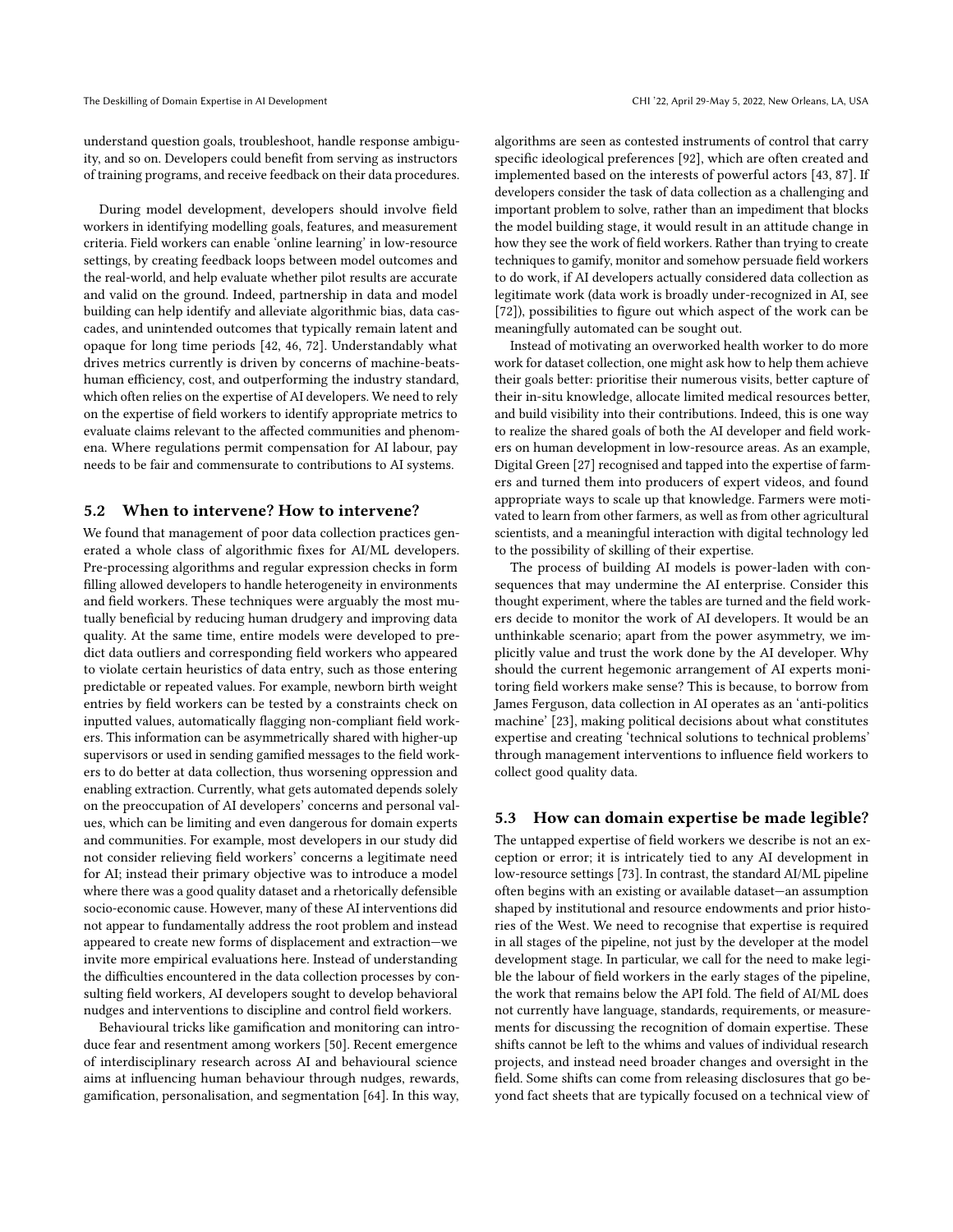understand question goals, troubleshoot, handle response ambiguity, and so on. Developers could benefit from serving as instructors of training programs, and receive feedback on their data procedures.

During model development, developers should involve field workers in identifying modelling goals, features, and measurement criteria. Field workers can enable 'online learning' in low-resource settings, by creating feedback loops between model outcomes and the real-world, and help evaluate whether pilot results are accurate and valid on the ground. Indeed, partnership in data and model building can help identify and alleviate algorithmic bias, data cascades, and unintended outcomes that typically remain latent and opaque for long time periods [42, 46, 72]. Understandably what drives metrics currently is driven by concerns of machine-beats-human efficiency, cost, and outperforming the industry standard, which often relies on the expertise of AI developers. We need to rely on the expertise of field workers to identify appropriate metrics to evaluate claims relevant to the affected communities and phenomena. Where regulations permit compensation for AI labour, pay needs to be fair and commensurate to contributions to AI systems.

## 5.2 When to intervene? How to intervene?

We found that management of poor data collection practices generated a whole class of algorithmic fixes for AI/ML developers. Pre-processing algorithms and regular expression checks in form filling allowed developers to handle heterogeneity in environments and field workers. These techniques were arguably the most mutually beneficial by reducing human drudgery and improving data quality. At the same time, entire models were developed to predict data outliers and corresponding field workers who appeared to violate certain heuristics of data entry, such as those entering predictable or repeated values. For example, newborn birth weight entries by field workers can be tested by a constraints check on inputted values, automatically flagging non-compliant field workers. This information can be asymmetrically shared with higher-up supervisors or used in sending gamified messages to the field workers to do better at data collection, thus worsening oppression and enabling extraction. Currently, what gets automated depends solely on the preoccupation of AI developers' concerns and personal values, which can be limiting and even dangerous for domain experts and communities. For example, most developers in our study did not consider relieving field workers' concerns a legitimate need for AI; instead their primary objective was to introduce a model where there was a good quality dataset and a rhetorically defensible socio-economic cause. However, many of these AI interventions did not appear to fundamentally address the root problem and instead appeared to create new forms of displacement and extraction—we invite more empirical evaluations here. Instead of understanding the difficulties encountered in the data collection processes by consulting field workers, AI developers sought to develop behavioral nudges and interventions to discipline and control field workers.

Behavioural tricks like gamification and monitoring can introduce fear and resentment among workers [50]. Recent emergence of interdisciplinary research across AI and behavioural science aims at influencing human behaviour through nudges, rewards, gamification, personalisation, and segmentation [64]. In this way, algorithms are seen as contested instruments of control that carry specific ideological preferences [92], which are often created and implemented based on the interests of powerful actors [43, 87]. If developers consider the task of data collection as a challenging and important problem to solve, rather than an impediment that blocks the model building stage, it would result in an attitude change in how they see the work of field workers. Rather than trying to create techniques to gamify, monitor and somehow persuade field workers to do work, if AI developers actually considered data collection as legitimate work (data work is broadly under-recognized in AI, see [72]), possibilities to figure out which aspect of the work can be meaningfully automated can be sought out.

Instead of motivating an overworked health worker to do more work for dataset collection, one might ask how to help them achieve their goals better: prioritise their numerous visits, better capture of their in-situ knowledge, allocate limited medical resources better, and build visibility into their contributions. Indeed, this is one way to realize the shared goals of both the AI developer and field workers on human development in low-resource areas. As an example, Digital Green [27] recognised and tapped into the expertise of farmers and turned them into producers of expert videos, and found appropriate ways to scale up that knowledge. Farmers were motivated to learn from other farmers, as well as from other agricultural scientists, and a meaningful interaction with digital technology led to the possibility of skilling of their expertise.

The process of building AI models is power-laden with consequences that may undermine the AI enterprise. Consider this thought experiment, where the tables are turned and the field workers decide to monitor the work of AI developers. It would be an unthinkable scenario; apart from the power asymmetry, we implicitly value and trust the work done by the AI developer. Why should the current hegemonic arrangement of AI experts monitoring field workers make sense? This is because, to borrow from James Ferguson, data collection in AI operates as an 'anti-politics machine' [23], making political decisions about what constitutes expertise and creating 'technical solutions to technical problems' through management interventions to influence field workers to collect good quality data.

## 5.3 How can domain expertise be made legible?

The untapped expertise of field workers we describe is not an exception or error; it is intricately tied to any AI development in low-resource settings [73]. In contrast, the standard AI/ML pipeline often begins with an existing or available dataset—an assumption shaped by institutional and resource endowments and prior histories of the West. We need to recognise that expertise is required in all stages of the pipeline, not just by the developer at the model development stage. In particular, we call for the need to make legible the labour of field workers in the early stages of the pipeline, the work that remains below the API fold. The field of AI/ML does not currently have language, standards, requirements, or measurements for discussing the recognition of domain expertise. These shifts cannot be left to the whims and values of individual research projects, and instead need broader changes and oversight in the field. Some shifts can come from releasing disclosures that go beyond fact sheets that are typically focused on a technical view of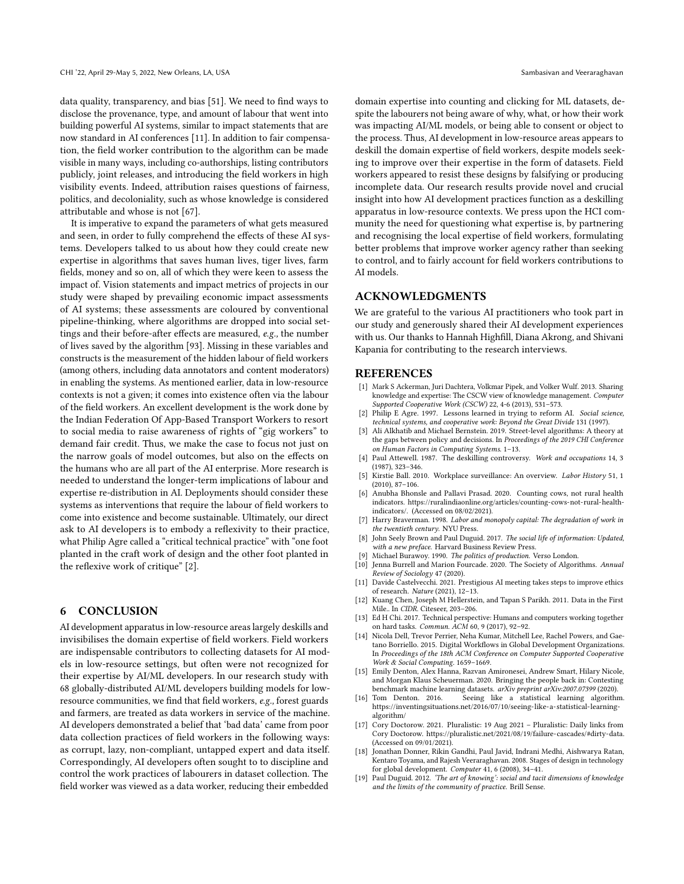data quality, transparency, and bias [51]. We need to find ways to disclose the provenance, type, and amount of labour that went into building powerful AI systems, similar to impact statements that are now standard in AI conferences [11]. In addition to fair compensation, the field worker contribution to the algorithm can be made visible in many ways, including co-authorships, listing contributors publicly, joint releases, and introducing the field workers in high visibility events. Indeed, attribution raises questions of fairness, politics, and decoloniality, such as whose knowledge is considered attributable and whose is not [67].

It is imperative to expand the parameters of what gets measured and seen, in order to fully comprehend the effects of these AI systems. Developers talked to us about how they could create new expertise in algorithms that saves human lives, tiger lives, farm fields, money and so on, all of which they were keen to assess the impact of. Vision statements and impact metrics of projects in our study were shaped by prevailing economic impact assessments of AI systems; these assessments are coloured by conventional pipeline-thinking, where algorithms are dropped into social settings and their before-after effects are measured, *e.g.*, the number of lives saved by the algorithm [93]. Missing in these variables and constructs is the measurement of the hidden labour of field workers (among others, including data annotators and content moderators) in enabling the systems. As mentioned earlier, data in low-resource contexts is not a given; it comes into existence often via the labour of the field workers. An excellent development is the work done by the Indian Federation Of App-Based Transport Workers to resort to social media to raise awareness of rights of "gig workers" to demand fair credit. Thus, we make the case to focus not just on the narrow goals of model outcomes, but also on the effects on the humans who are all part of the AI enterprise. More research is needed to understand the longer-term implications of labour and expertise re-distribution in AI. Deployments should consider these systems as interventions that require the labour of field workers to come into existence and become sustainable. Ultimately, our direct ask to AI developers is to embody a reflexivity to their practice, what Philip Agre called a "critical technical practice" with "one foot planted in the craft work of design and the other foot planted in the reflexive work of critique" [2].

## 6 CONCLUSION

AI development apparatus in low-resource areas largely deskills and invisibilises the domain expertise of field workers. Field workers are indispensable contributors to collecting datasets for AI models in low-resource settings, but often were not recognized for their expertise by AI/ML developers. In our research study with 68 globally-distributed AI/ML developers building models for low-resource communities, we find that field workers, *e.g.*, forest guards and farmers, are treated as data workers in service of the machine. AI developers demonstrated a belief that 'bad data' came from poor data collection practices of field workers in the following ways: as corrupt, lazy, non-compliant, untapped expert and data itself. Correspondingly, AI developers often sought to to discipline and control the work practices of labourers in dataset collection. The field worker was viewed as a data worker, reducing their embedded domain expertise into counting and clicking for ML datasets, despite the labourers not being aware of why, what, or how their work was impacting AI/ML models, or being able to consent or object to the process. Thus, AI development in low-resource areas appears to deskill the domain expertise of field workers, despite models seeking to improve over their expertise in the form of datasets. Field workers appeared to resist these designs by falsifying or producing incomplete data. Our research results provide novel and crucial insight into how AI development practices function as a deskilling apparatus in low-resource contexts. We press upon the HCI community the need for questioning what expertise is, by partnering and recognising the local expertise of field workers, formulating better problems that improve worker agency rather than seeking to control, and to fairly account for field workers contributions to AI models.

## ACKNOWLEDGMENTS

We are grateful to the various AI practitioners who took part in our study and generously shared their AI development experiences with us. Our thanks to Hannah Highfill, Diana Akrong, and Shivani Kapania for contributing to the research interviews.

## REFERENCES

[1] Mark S Ackerman, Juri Dachtera, Volkmar Pipek, and Volker Wulf. 2013. Sharing knowledge and expertise: The CSCW view of knowledge management. *Computer Supported Cooperative Work (CSCW)* 22, 4-6 (2013), 531–573.

[2] Philip E Agre. 1997. Lessons learned in trying to reform AI. *Social science, technical systems, and cooperative work: Beyond the Great Divide* 131 (1997).

[3] Ali Alkhatib and Michael Bernstein. 2019. Street-level algorithms: A theory at the gaps between policy and decisions. In *Proceedings of the 2019 CHI Conference on Human Factors in Computing Systems*. 1–13.

[4] Paul Attewell. 1987. The deskilling controversy. *Work and occupations* 14, 3 (1987), 323–346.

[5] Kirstie Ball. 2010. Workplace surveillance: An overview. *Labor History* 51, 1 (2010), 87–106.

[6] Anubha Bhonsle and Pallavi Prasad. 2020. Counting cows, not rural health indicators. https://ruralindiaonline.org/articles/counting-cows-not-rural-health-indicators/. (Accessed on 08/02/2021).

[7] Harry Braverman. 1998. *Labor and monopoly capital: The degradation of work in the twentieth century*. NYU Press.

[8] John Seely Brown and Paul Duguid. 2017. *The social life of information: Updated, with a new preface*. Harvard Business Review Press.

[9] Michael Burawoy. 1990. *The politics of production*. Verso London.

[10] Jenna Burrell and Marion Fourcade. 2020. The Society of Algorithms. *Annual Review of Sociology* 47 (2020).

[11] Davide Castelvecchi. 2021. Prestigious AI meeting takes steps to improve ethics of research. *Nature* (2021), 12–13.

[12] Kuang Chen, Joseph M Hellerstein, and Tapan S Parikh. 2011. Data in the First Mile.. In *CIDR*. Citeseer, 203–206.

[13] Ed H Chi. 2017. Technical perspective: Humans and computers working together on hard tasks. *Commun. ACM* 60, 9 (2017), 92–92.

[14] Nicola Dell, Trevor Perrier, Neha Kumar, Mitchell Lee, Rachel Powers, and Gaetano Borriello. 2015. Digital Workflows in Global Development Organizations. In *Proceedings of the 18th ACM Conference on Computer Supported Cooperative Work & Social Computing*. 1659–1669.

[15] Emily Denton, Alex Hanna, Razvan Amironesei, Andrew Smart, Hilary Nicole, and Morgan Klaus Scheuerman. 2020. Bringing the people back in: Contesting benchmark machine learning datasets. *arXiv preprint arXiv:2007.07399* (2020).

[16] Tom Denton. 2016. Seeing like a statistical learning algorithm. https://inventingsituations.net/2016/07/10/seeing-like-a-statistical-learning-algorithm/

[17] Cory Doctorow. 2021. Pluralistic: 19 Aug 2021 – Pluralistic: Daily links from Cory Doctorow. https://pluralistic.net/2021/08/19/failure-cascades/#dirty-data. (Accessed on 09/01/2021).

[18] Jonathan Donner, Rikin Gandhi, Paul Javid, Indrani Medhi, Aishwarya Ratan, Kentaro Toyama, and Rajesh Veeraraghavan. 2008. Stages of design in technology for global development. *Computer* 41, 6 (2008), 34–41.

[19] Paul Duguid. 2012. *'The art of knowing': social and tacit dimensions of knowledge and the limits of the community of practice*. Brill Sense.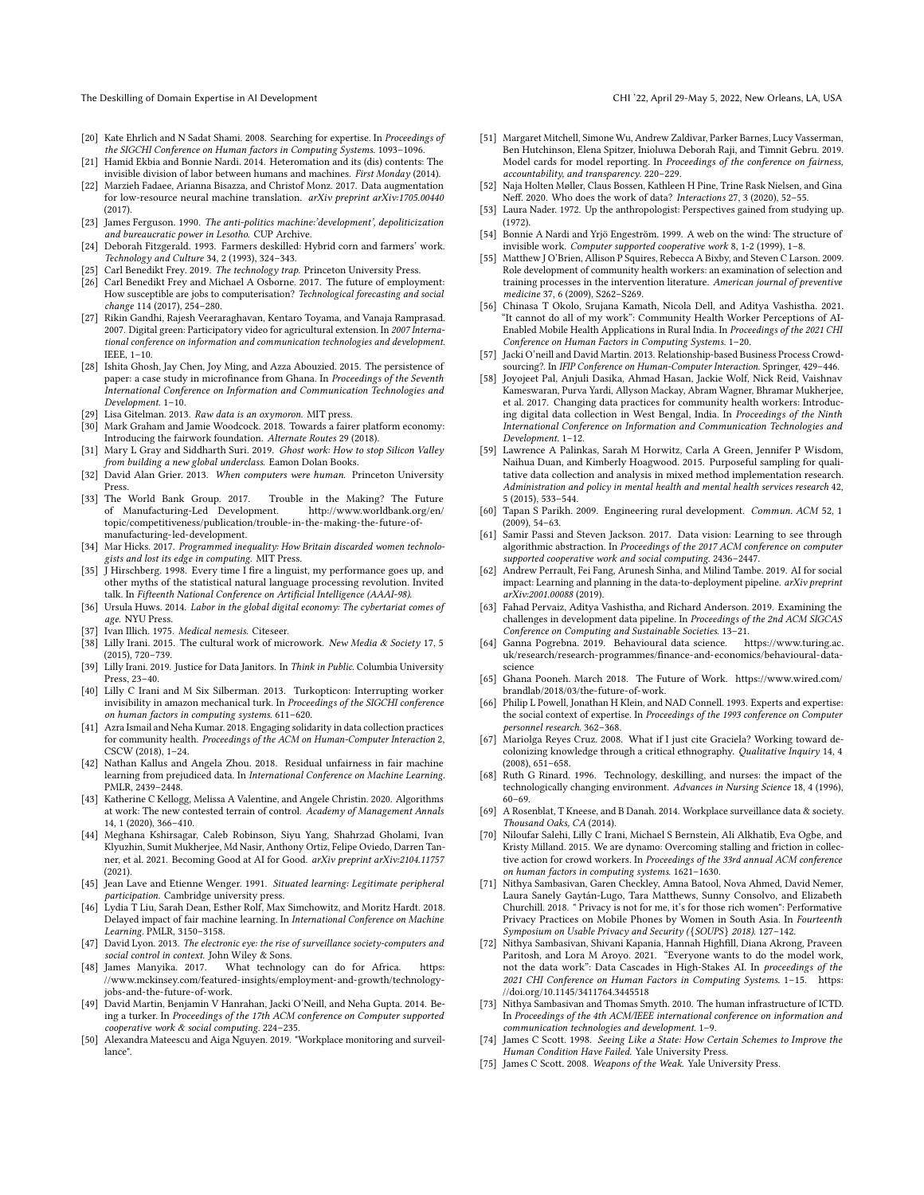- [20] Kate Ehrlich and N Sadat Shami. 2008. Searching for expertise. In *Proceedings of the SIGCHI Conference on Human factors in Computing Systems*. 1093–1096.
- [21] Hamid Ekbia and Bonnie Nardi. 2014. Heteromation and its (dis) contents: The invisible division of labor between humans and machines. *First Monday* (2014).
- [22] Marzieh Fadaee, Arianna Bisazza, and Christof Monz. 2017. Data augmentation for low-resource neural machine translation. *arXiv preprint arXiv:1705.00440* (2017).
- [23] James Ferguson. 1990. *The anti-politics machine:'development', depoliticization and bureaucratic power in Lesotho.* CUP Archive.
- [24] Deborah Fitzgerald. 1993. Farmers deskilled: Hybrid corn and farmers' work. *Technology and Culture* 34, 2 (1993), 324–343.
- [25] Carl Benedikt Frey. 2019. *The technology trap.* Princeton University Press.
- [26] Carl Benedikt Frey and Michael A Osborne. 2017. The future of employment: How susceptible are jobs to computerisation? *Technological forecasting and social change* 114 (2017), 254–280.
- [27] Rikin Gandhi, Rajesh Veeraraghavan, Kentaro Toyama, and Vanaja Ramprasad. 2007. Digital green: Participatory video for agricultural extension. In *2007 International conference on information and communication technologies and development*. IEEE, 1–10.
- [28] Ishita Ghosh, Jay Chen, Joy Ming, and Azza Abouzied. 2015. The persistence of paper: a case study in microfinance from Ghana. In *Proceedings of the Seventh International Conference on Information and Communication Technologies and Development*. 1–10.
- [29] Lisa Gitelman. 2013. *Raw data is an oxymoron.* MIT press.
- [30] Mark Graham and Jamie Woodcock. 2018. Towards a fairer platform economy: Introducing the fairwork foundation. *Alternate Routes* 29 (2018).
- [31] Mary L Gray and Siddharth Suri. 2019. *Ghost work: How to stop Silicon Valley from building a new global underclass.* Eamon Dolan Books.
- [32] David Alan Grier. 2013. *When computers were human.* Princeton University Press.
- [33] The World Bank Group. 2017. Trouble in the Making? The Future of Manufacturing-Led Development. http://www.worldbank.org/en/topic/competitiveness/publication/trouble-in-the-making-the-future-of-manufacturing-led-development.
- [34] Mar Hicks. 2017. *Programmed inequality: How Britain discarded women technologists and lost its edge in computing.* MIT Press.
- [35] J Hirschberg. 1998. Every time I fire a linguist, my performance goes up, and other myths of the statistical natural language processing revolution. Invited talk. In *Fifteenth National Conference on Artificial Intelligence (AAAI-98)*.
- [36] Ursula Huws. 2014. *Labor in the global digital economy: The cybertariat comes of age.* NYU Press.
- [37] Ivan Illich. 1975. *Medical nemesis.* Citeseer.
- [38] Lilly Irani. 2015. The cultural work of microwork. *New Media & Society* 17, 5 (2015), 720–739.
- [39] Lilly Irani. 2019. Justice for Data Janitors. In *Think in Public*. Columbia University Press, 23–40.
- [40] Lilly C Irani and M Six Silberman. 2013. Turkopticon: Interrupting worker invisibility in amazon mechanical turk. In *Proceedings of the SIGCHI conference on human factors in computing systems*. 611–620.
- [41] Azra Ismail and Neha Kumar. 2018. Engaging solidarity in data collection practices for community health. *Proceedings of the ACM on Human-Computer Interaction* 2, CSCW (2018), 1–24.
- [42] Nathan Kallus and Angela Zhou. 2018. Residual unfairness in fair machine learning from prejudiced data. In *International Conference on Machine Learning*. PMLR, 2439–2448.
- [43] Katherine C Kellogg, Melissa A Valentine, and Angele Christin. 2020. Algorithms at work: The new contested terrain of control. *Academy of Management Annals* 14, 1 (2020), 366–410.
- [44] Meghana Kshirsagar, Caleb Robinson, Siyu Yang, Shahrzad Gholami, Ivan Klyuzhin, Sumit Mukherjee, Md Nasir, Anthony Ortiz, Felipe Oviedo, Darren Tanner, et al. 2021. Becoming Good at AI for Good. *arXiv preprint arXiv:2104.11757* (2021).
- [45] Jean Lave and Etienne Wenger. 1991. *Situated learning: Legitimate peripheral participation.* Cambridge university press.
- [46] Lydia T Liu, Sarah Dean, Esther Rolf, Max Simchowitz, and Moritz Hardt. 2018. Delayed impact of fair machine learning. In *International Conference on Machine Learning*. PMLR, 3150–3158.
- [47] David Lyon. 2013. *The electronic eye: the rise of surveillance society-computers and social control in context.* John Wiley & Sons.
- [48] James Manyika. 2017. What technology can do for Africa. https://www.mckinsey.com/featured-insights/employment-and-growth/technology-jobs-and-the-future-of-work.
- [49] David Martin, Benjamin V Hanrahan, Jacki O'Neill, and Neha Gupta. 2014. Being a turker. In *Proceedings of the 17th ACM conference on Computer supported cooperative work & social computing*. 224–235.
- [50] Alexandra Mateescu and Aiga Nguyen. 2019. "Workplace monitoring and surveillance".
- [51] Margaret Mitchell, Simone Wu, Andrew Zaldivar, Parker Barnes, Lucy Vasserman, Ben Hutchinson, Elena Spitzer, Inioluwa Deborah Raji, and Timnit Gebru. 2019. Model cards for model reporting. In *Proceedings of the conference on fairness, accountability, and transparency*. 220–229.
- [52] Naja Holten Møller, Claus Bossen, Kathleen H Pine, Trine Rask Nielsen, and Gina Neff. 2020. Who does the work of data? *Interactions* 27, 3 (2020), 52–55.
- [53] Laura Nader. 1972. Up the anthropologist: Perspectives gained from studying up. (1972).
- [54] Bonnie A Nardi and Yrjö Engeström. 1999. A web on the wind: The structure of invisible work. *Computer supported cooperative work* 8, 1-2 (1999), 1–8.
- [55] Matthew J O'Brien, Allison P Squires, Rebecca A Bixby, and Steven C Larson. 2009. Role development of community health workers: an examination of selection and training processes in the intervention literature. *American journal of preventive medicine* 37, 6 (2009), S262–S269.
- [56] Chinasa T Okolo, Srujana Kamath, Nicola Dell, and Aditya Vashistha. 2021. "It cannot do all of my work": Community Health Worker Perceptions of AI-Enabled Mobile Health Applications in Rural India. In *Proceedings of the 2021 CHI Conference on Human Factors in Computing Systems*. 1–20.
- [57] Jacki O'neill and David Martin. 2013. Relationship-based Business Process Crowdsourcing?. In *IFIP Conference on Human-Computer Interaction*. Springer, 429–446.
- [58] Joyojeet Pal, Anjuli Dasika, Ahmad Hasan, Jackie Wolf, Nick Reid, Vaishnav Kameswaran, Purva Yardi, Allyson Mackay, Abram Wagner, Bhramar Mukherjee, et al. 2017. Changing data practices for community health workers: Introducing digital data collection in West Bengal, India. In *Proceedings of the Ninth International Conference on Information and Communication Technologies and Development*. 1–12.
- [59] Lawrence A Palinkas, Sarah M Horwitz, Carla A Green, Jennifer P Wisdom, Naihua Duan, and Kimberly Hoagwood. 2015. Purposeful sampling for qualitative data collection and analysis in mixed method implementation research. *Administration and policy in mental health and mental health services research* 42, 5 (2015), 533–544.
- [60] Tapan S Parikh. 2009. Engineering rural development. *Commun. ACM* 52, 1 (2009), 54–63.
- [61] Samir Passi and Steven Jackson. 2017. Data vision: Learning to see through algorithmic abstraction. In *Proceedings of the 2017 ACM conference on computer supported cooperative work and social computing*. 2436–2447.
- [62] Andrew Perrault, Fei Fang, Arunesh Sinha, and Milind Tambe. 2019. AI for social impact: Learning and planning in the data-to-deployment pipeline. *arXiv preprint arXiv:2001.00088* (2019).
- [63] Fahad Pervaiz, Aditya Vashistha, and Richard Anderson. 2019. Examining the challenges in development data pipeline. In *Proceedings of the 2nd ACM SIGCAS Conference on Computing and Sustainable Societies*. 13–21.
- [64] Ganna Pogrebna. 2019. Behavioural data science. https://www.turing.ac.uk/research/research-programmes/finance-and-economics/behavioural-data-science
- [65] Ghana Pooneh. March 2018. The Future of Work. https://www.wired.com/brandlab/2018/03/the-future-of-work.
- [66] Philip L Powell, Jonathan H Klein, and NAD Connell. 1993. Experts and expertise: the social context of expertise. In *Proceedings of the 1993 conference on Computer personnel research*. 362–368.
- [67] Mariolga Reyes Cruz. 2008. What if I just cite Graciela? Working toward decolonizing knowledge through a critical ethnography. *Qualitative Inquiry* 14, 4 (2008), 651–658.
- [68] Ruth G Rinard. 1996. Technology, deskilling, and nurses: the impact of the technologically changing environment. *Advances in Nursing Science* 18, 4 (1996), 60–69.
- [69] A Rosenblat, T Kneese, and B Danah. 2014. Workplace surveillance data & society. *Thousand Oaks, CA* (2014).
- [70] Niloufar Salehi, Lilly C Irani, Michael S Bernstein, Ali Alkhatib, Eva Ogbe, and Kristy Milland. 2015. We are dynamo: Overcoming stalling and friction in collective action for crowd workers. In *Proceedings of the 33rd annual ACM conference on human factors in computing systems*. 1621–1630.
- [71] Nithya Sambasivan, Garen Checkley, Amna Batool, Nova Ahmed, David Nemer, Laura Sanely Gaytán-Lugo, Tara Matthews, Sunny Consolvo, and Elizabeth Churchill. 2018. " Privacy is not for me, it's for those rich women": Performative Privacy Practices on Mobile Phones by Women in South Asia. In *Fourteenth Symposium on Usable Privacy and Security ({SOUPS} 2018)*. 127–142.
- [72] Nithya Sambasivan, Shivani Kapania, Hannah Highfill, Diana Akrong, Praveen Paritosh, and Lora M Aroyo. 2021. "Everyone wants to do the model work, not the data work": Data Cascades in High-Stakes AI. In *proceedings of the 2021 CHI Conference on Human Factors in Computing Systems*. 1–15. https://doi.org/10.1145/3411764.3445518
- [73] Nithya Sambasivan and Thomas Smyth. 2010. The human infrastructure of ICTD. In *Proceedings of the 4th ACM/IEEE international conference on information and communication technologies and development*. 1–9.
- [74] James C Scott. 1998. *Seeing Like a State: How Certain Schemes to Improve the Human Condition Have Failed.* Yale University Press.
- [75] James C Scott. 2008. *Weapons of the Weak.* Yale University Press.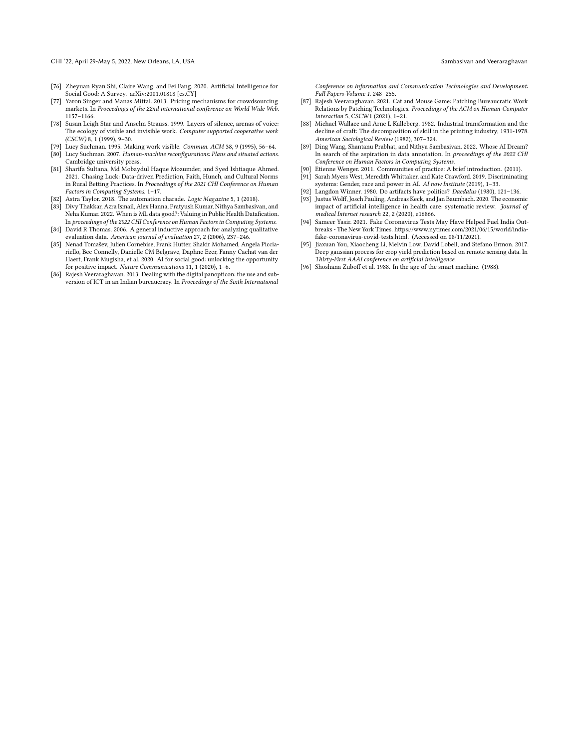- [76] Zheyuan Ryan Shi, Claire Wang, and Fei Fang. 2020. Artificial Intelligence for Social Good: A Survey. arXiv:2001.01818 [cs.CY]
- [77] Yaron Singer and Manas Mittal. 2013. Pricing mechanisms for crowdsourcing markets. In *Proceedings of the 22nd international conference on World Wide Web*. 1157–1166.
- [78] Susan Leigh Star and Anselm Strauss. 1999. Layers of silence, arenas of voice: The ecology of visible and invisible work. *Computer supported cooperative work (CSCW)* 8, 1 (1999), 9–30.
- [79] Lucy Suchman. 1995. Making work visible. *Commun. ACM* 38, 9 (1995), 56–64.
- [80] Lucy Suchman. 2007. *Human-machine reconfigurations: Plans and situated actions*. Cambridge university press.
- [81] Sharifa Sultana, Md Mobaydul Haque Mozumder, and Syed Ishtiaque Ahmed. 2021. Chasing Luck: Data-driven Prediction, Faith, Hunch, and Cultural Norms in Rural Betting Practices. In *Proceedings of the 2021 CHI Conference on Human Factors in Computing Systems*. 1–17.
- [82] Astra Taylor. 2018. The automation charade. *Logic Magazine* 5, 1 (2018).
- [83] Divy Thakkar, Azra Ismail, Alex Hanna, Pratyush Kumar, Nithya Sambasivan, and Neha Kumar. 2022. When is ML data good?: Valuing in Public Health Datafication. In *proceedings of the 2022 CHI Conference on Human Factors in Computing Systems*.
- [84] David R Thomas. 2006. A general inductive approach for analyzing qualitative evaluation data. *American journal of evaluation* 27, 2 (2006), 237–246.
- [85] Nenad Tomašev, Julien Cornebise, Frank Hutter, Shakir Mohamed, Angela Picciariello, Bec Connelly, Danielle CM Belgrave, Daphne Ezer, Fanny Cachat van der Haert, Frank Mugisha, et al. 2020. AI for social good: unlocking the opportunity for positive impact. *Nature Communications* 11, 1 (2020), 1–6.
- [86] Rajesh Veeraraghavan. 2013. Dealing with the digital panopticon: the use and subversion of ICT in an Indian bureaucracy. In *Proceedings of the Sixth International Conference on Information and Communication Technologies and Development: Full Papers-Volume 1*. 248–255.
- [87] Rajesh Veeraraghavan. 2021. Cat and Mouse Game: Patching Bureaucratic Work Relations by Patching Technologies. *Proceedings of the ACM on Human-Computer Interaction* 5, CSCW1 (2021), 1–21.
- [88] Michael Wallace and Arne L Kalleberg. 1982. Industrial transformation and the decline of craft: The decomposition of skill in the printing industry, 1931-1978. *American Sociological Review* (1982), 307–324.
- [89] Ding Wang, Shantanu Prabhat, and Nithya Sambasivan. 2022. Whose AI Dream? In search of the aspiration in data annotation. In *proceedings of the 2022 CHI Conference on Human Factors in Computing Systems*.
- [90] Etienne Wenger. 2011. Communities of practice: A brief introduction. (2011).
- [91] Sarah Myers West, Meredith Whittaker, and Kate Crawford. 2019. Discriminating systems: Gender, race and power in AI. *AI now Institute* (2019), 1–33.
- [92] Langdon Winner. 1980. Do artifacts have politics? *Daedalus* (1980), 121–136.
- [93] Justus Wolff, Josch Pauling, Andreas Keck, and Jan Baumbach. 2020. The economic impact of artificial intelligence in health care: systematic review. *Journal of medical Internet research* 22, 2 (2020), e16866.
- [94] Sameer Yasir. 2021. Fake Coronavirus Tests May Have Helped Fuel India Outbreaks - The New York Times. https://www.nytimes.com/2021/06/15/world/india-fake-coronavirus-covid-tests.html. (Accessed on 08/11/2021).
- [95] Jiaxuan You, Xiaocheng Li, Melvin Low, David Lobell, and Stefano Ermon. 2017. Deep gaussian process for crop yield prediction based on remote sensing data. In *Thirty-First AAAI conference on artificial intelligence*.
- [96] Shoshana Zuboff et al. 1988. In the age of the smart machine. (1988).